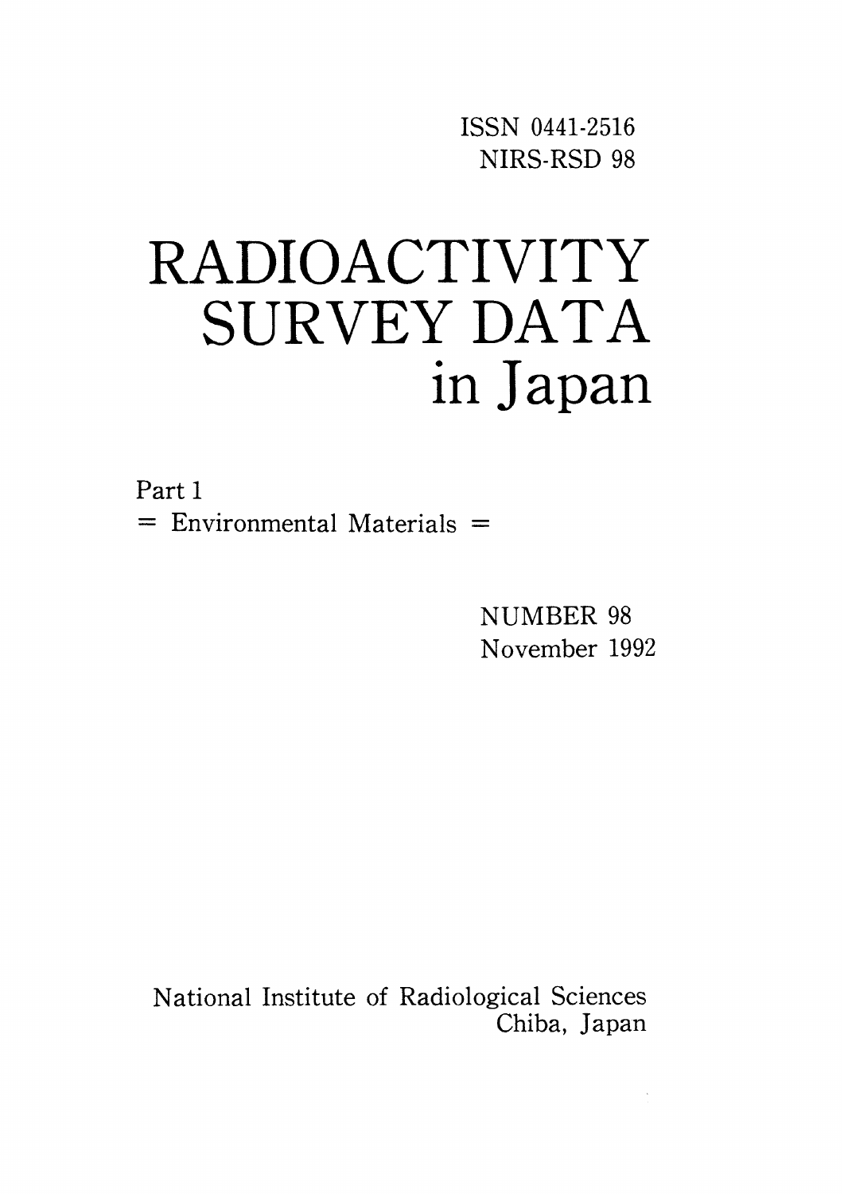ISSN 0441-2516
NIRS-RSD 98

# RADIOACTIVITY SURVEY DATA in Japan

Part 1
= Environmental Materials =

NUMBER 98
November 1992

National Institute of Radiological Sciences
Chiba, Japan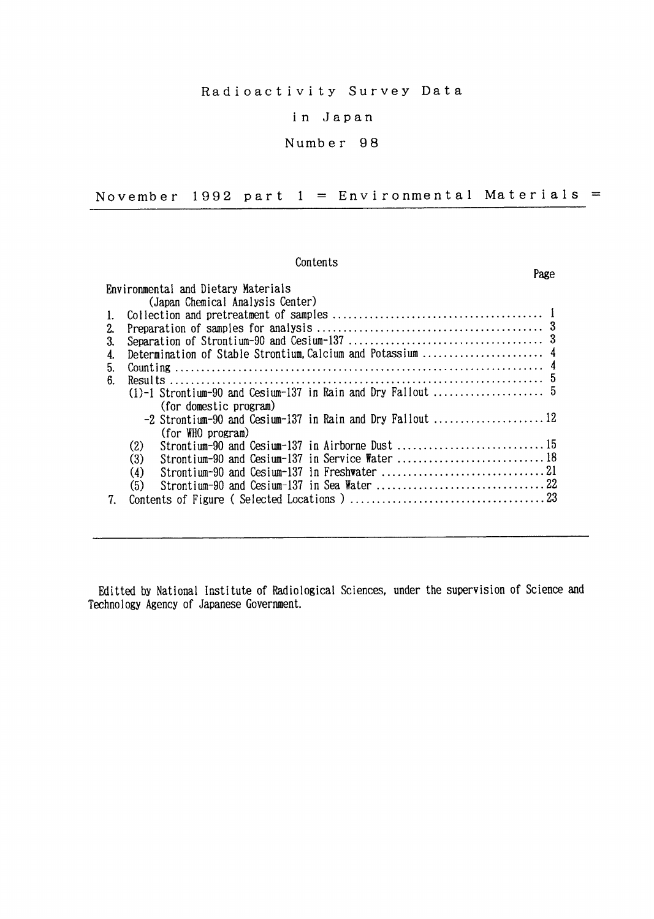# Radioactivity Survey Data

# in Japan

# Number 98

## November 1992 part 1 = Environmental Materials =

Contents

| | Page |
|---|---|
| Environmental and Dietary Materials | |
| (Japan Chemical Analysis Center) | |
| 1. Collection and pretreatment of samples | 1 |
| 2. Preparation of samples for analysis | 3 |
| 3. Separation of Strontium-90 and Cesium-137 | 3 |
| 4. Determination of Stable Strontium, Calcium and Potassium | 4 |
| 5. Counting | 4 |
| 6. Results | 5 |
| (1)-1 Strontium-90 and Cesium-137 in Rain and Dry Fallout (for domestic program) | 5 |
| -2 Strontium-90 and Cesium-137 in Rain and Dry Fallout (for WHO program) | 12 |
| (2) Strontium-90 and Cesium-137 in Airborne Dust | 15 |
| (3) Strontium-90 and Cesium-137 in Service Water | 18 |
| (4) Strontium-90 and Cesium-137 in Freshwater | 21 |
| (5) Strontium-90 and Cesium-137 in Sea Water | 22 |
| 7. Contents of Figure ( Selected Locations ) | 23 |

---

Editted by National Institute of Radiological Sciences, under the supervision of Science and Technology Agency of Japanese Government.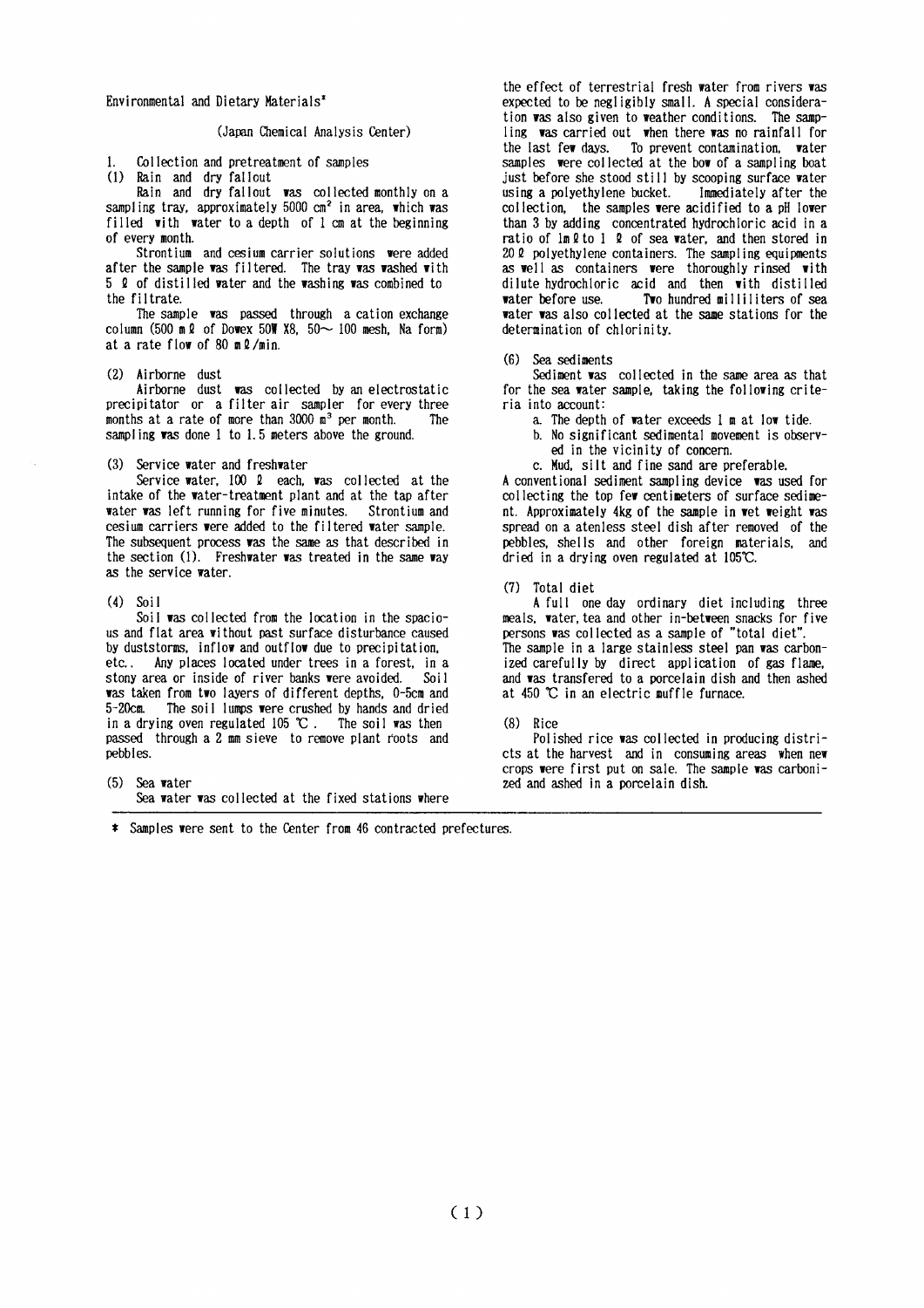Environmental and Dietary Materials*

(Japan Chemical Analysis Center)

1. Collection and pretreatment of samples

(1) Rain and dry fallout

Rain and dry fallout was collected monthly on a sampling tray, approximately 5000 $cm^2$ in area, which was filled with water to a depth of 1 cm at the beginning of every month.

Strontium and cesium carrier solutions were added after the sample was filtered. The tray was washed with 5 ℓ of distilled water and the washing was combined to the filtrate.

The sample was passed through a cation exchange column (500 mℓ of Dowex 50W X8, 50~ 100 mesh, Na form) at a rate flow of 80 mℓ/min.

(2) Airborne dust

Airborne dust was collected by an electrostatic precipitator or a filter air sampler for every three months at a rate of more than 3000 $m^3$ per month. The sampling was done 1 to 1.5 meters above the ground.

(3) Service water and freshwater

Service water, 100 ℓ each, was collected at the intake of the water-treatment plant and at the tap after water was left running for five minutes. Strontium and cesium carriers were added to the filtered water sample. The subsequent process was the same as that described in the section (1). Freshwater was treated in the same way as the service water.

(4) Soil

Soil was collected from the location in the spacious and flat area without past surface disturbance caused by duststorms, inflow and outflow due to precipitation, etc.. Any places located under trees in a forest, in a stony area or inside of river banks were avoided. Soil was taken from two layers of different depths, 0-5cm and 5-20cm. The soil lumps were crushed by hands and dried in a drying oven regulated 105 ℃. The soil was then passed through a 2 mm sieve to remove plant roots and pebbles.

(5) Sea water

Sea water was collected at the fixed stations where the effect of terrestrial fresh water from rivers was expected to be negligibly small. A special consideration was also given to weather conditions. The sampling was carried out when there was no rainfall for the last few days. To prevent contamination, water samples were collected at the bow of a sampling boat just before she stood still by scooping surface water using a polyethylene bucket. Immediately after the collection, the samples were acidified to a pH lower than 3 by adding concentrated hydrochloric acid in a ratio of 1mℓ to 1 ℓ of sea water, and then stored in 20 ℓ polyethylene containers. The sampling equipments as well as containers were thoroughly rinsed with dilute hydrochloric acid and then with distilled water before use. Two hundred milliliters of sea water was also collected at the same stations for the determination of chlorinity.

(6) Sea sediments

Sediment was collected in the same area as that for the sea water sample, taking the following criteria into account:

a. The depth of water exceeds 1 m at low tide.
b. No significant sedimental movement is observed in the vicinity of concern.
c. Mud, silt and fine sand are preferable.

A conventional sediment sampling device was used for collecting the top few centimeters of surface sediment. Approximately 4kg of the sample in wet weight was spread on a atenless steel dish after removed of the pebbles, shells and other foreign materials, and dried in a drying oven regulated at 105℃.

(7) Total diet

A full one day ordinary diet including three meals, water, tea and other in-between snacks for five persons was collected as a sample of "total diet". The sample in a large stainless steel pan was carbonized carefully by direct application of gas flame, and was transfered to a porcelain dish and then ashed at 450 ℃ in an electric muffle furnace.

(8) Rice

Polished rice was collected in producing districts at the harvest and in consuming areas when new crops were first put on sale. The sample was carbonized and ashed in a porcelain dish.

---

* Samples were sent to the Center from 46 contracted prefectures.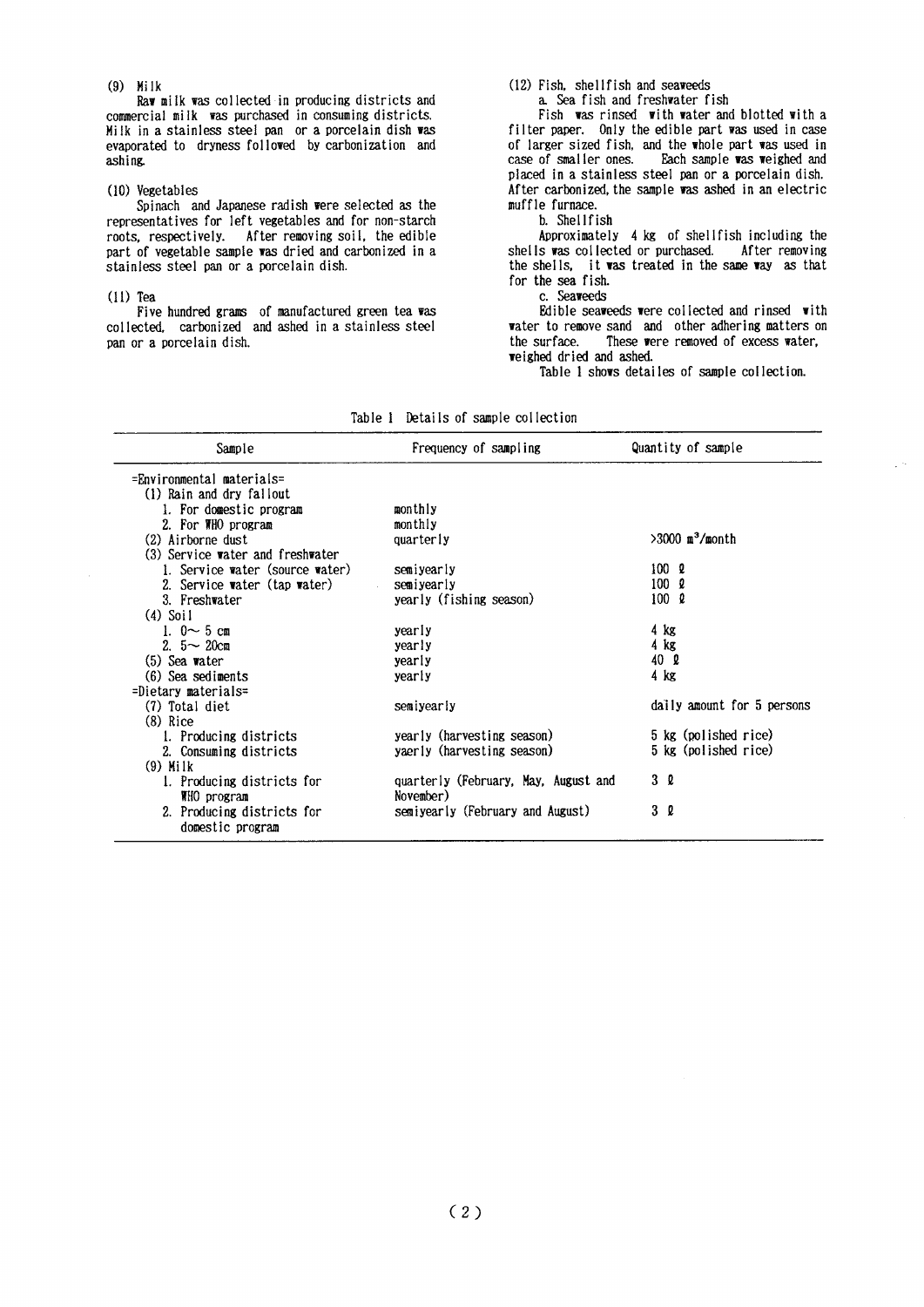(9) Milk

Raw milk was collected in producing districts and commercial milk was purchased in consuming districts. Milk in a stainless steel pan or a porcelain dish was evaporated to dryness followed by carbonization and ashing.

(10) Vegetables

Spinach and Japanese radish were selected as the representatives for left vegetables and for non-starch roots, respectively. After removing soil, the edible part of vegetable sample was dried and carbonized in a stainless steel pan or a porcelain dish.

(11) Tea

Five hundred grams of manufactured green tea was collected, carbonized and ashed in a stainless steel pan or a porcelain dish.

(12) Fish, shellfish and seaweeds

a. Sea fish and freshwater fish

Fish was rinsed with water and blotted with a filter paper. Only the edible part was used in case of larger sized fish, and the whole part was used in case of smaller ones. Each sample was weighed and placed in a stainless steel pan or a porcelain dish. After carbonized, the sample was ashed in an electric muffle furnace.

b. Shellfish

Approximately 4 kg of shellfish including the shells was collected or purchased. After removing the shells, it was treated in the same way as that for the sea fish.

c. Seaweeds

Edible seaweeds were collected and rinsed with water to remove sand and other adhering matters on the surface. These were removed of excess water, weighed dried and ashed.

Table 1 shows detailes of sample collection.

Table 1 Details of sample collection

| Sample | Frequency of sampling | Quantity of sample |
|---|---|---|
| =Environmental materials= | | |
| (1) Rain and dry fallout | | |
| 1. For domestic program | monthly | |
| 2. For WHO program | monthly | |
| (2) Airborne dust | quarterly | >3000 m³/month |
| (3) Service water and freshwater | | |
| 1. Service water (source water) | semiyearly | 100 ℓ |
| 2. Service water (tap water) | semiyearly | 100 ℓ |
| 3. Freshwater | yearly (fishing season) | 100 ℓ |
| (4) Soil | | |
| 1. 0～5 cm | yearly | 4 kg |
| 2. 5～20cm | yearly | 4 kg |
| (5) Sea water | yearly | 40 ℓ |
| (6) Sea sediments | yearly | 4 kg |
| =Dietary materials= | | |
| (7) Total diet | semiyearly | daily amount for 5 persons |
| (8) Rice | | |
| 1. Producing districts | yearly (harvesting season) | 5 kg (polished rice) |
| 2. Consuming districts | yaerly (harvesting season) | 5 kg (polished rice) |
| (9) Milk | | |
| 1. Producing districts for WHO program | quarterly (February, May, August and November) | 3 ℓ |
| 2. Producing districts for domestic program | semiyearly (February and August) | 3 ℓ |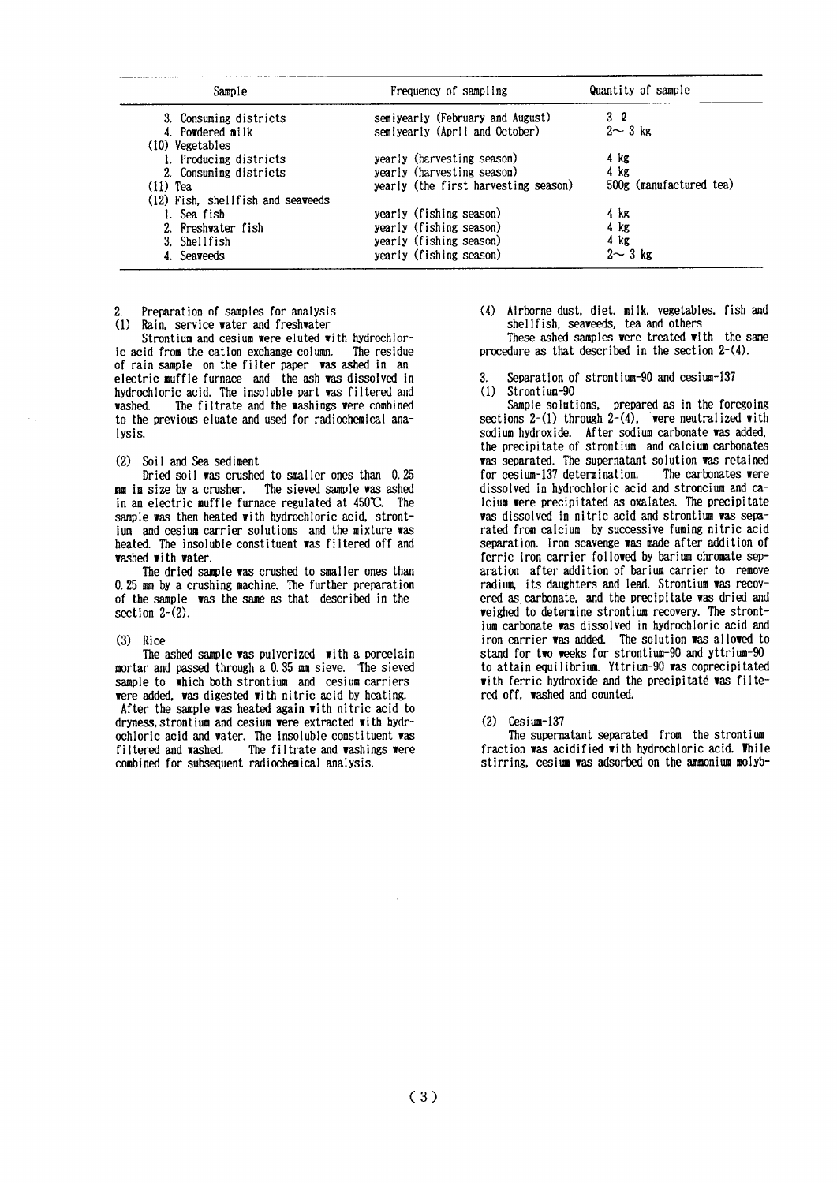| Sample | Frequency of sampling | Quantity of sample |
|---|---|---|
| 3. Consuming districts | semiyearly (February and August) | 3 ℓ |
| 4. Powdered milk | semiyearly (April and October) | 2～ 3 kg |
| (10) Vegetables | | |
| 1. Producing districts | yearly (harvesting season) | 4 kg |
| 2. Consuming districts | yearly (harvesting season) | 4 kg |
| (11) Tea | yearly (the first harvesting season) | 500g (manufactured tea) |
| (12) Fish, shellfish and seaweeds | | |
| 1. Sea fish | yearly (fishing season) | 4 kg |
| 2. Freshwater fish | yearly (fishing season) | 4 kg |
| 3. Shellfish | yearly (fishing season) | 4 kg |
| 4. Seaweeds | yearly (fishing season) | 2～ 3 kg |

## 2. Preparation of samples for analysis

### (1) Rain, service water and freshwater

Strontium and cesium were eluted with hydrochloric acid from the cation exchange column. The residue of rain sample on the filter paper was ashed in an electric muffle furnace and the ash was dissolved in hydrochloric acid. The insoluble part was filtered and washed. The filtrate and the washings were combined to the previous eluate and used for radiochemical analysis.

### (2) Soil and Sea sediment

Dried soil was crushed to smaller ones than 0.25 mm in size by a crusher. The sieved sample was ashed in an electric muffle furnace regulated at 450℃. The sample was then heated with hydrochloric acid, strontium and cesium carrier solutions and the mixture was heated. The insoluble constituent was filtered off and washed with water.

The dried sample was crushed to smaller ones than 0.25 mm by a crushing machine. The further preparation of the sample was the same as that described in the section 2-(2).

### (3) Rice

The ashed sample was pulverized with a porcelain mortar and passed through a 0.35 mm sieve. The sieved sample to which both strontium and cesium carriers were added, was digested with nitric acid by heating. After the sample was heated again with nitric acid to dryness, strontium and cesium were extracted with hydrochloric acid and water. The insoluble constituent was filtered and washed. The filtrate and washings were combined for subsequent radiochemical analysis.

### (4) Airborne dust, diet, milk, vegetables, fish and shellfish, seaweeds, tea and others

These ashed samples were treated with the same procedure as that described in the section 2-(4).

## 3. Separation of strontium-90 and cesium-137

### (1) Strontium-90

Sample solutions, prepared as in the foregoing sections 2-(1) through 2-(4), were neutralized with sodium hydroxide. After sodium carbonate was added, the precipitate of strontium and calcium carbonates was separated. The supernatant solution was retained for cesium-137 determination. The carbonates were dissolved in hydrochloric acid and stroncium and calcium were precipitated as oxalates. The precipitate was dissolved in nitric acid and strontium was separated from calcium by successive fuming nitric acid separation. Iron scavenge was made after addition of ferric iron carrier followed by barium chromate separation after addition of barium carrier to remove radium, its daughters and lead. Strontium was recovered as carbonate, and the precipitate was dried and weighed to determine strontium recovery. The strontium carbonate was dissolved in hydrochloric acid and iron carrier was added. The solution was allowed to stand for two weeks for strontium-90 and yttrium-90 to attain equilibrium. Yttrium-90 was coprecipitated with ferric hydroxide and the precipitate was filtered off, washed and counted.

### (2) Cesium-137

The supernatant separated from the strontium fraction was acidified with hydrochloric acid. While stirring, cesium was adsorbed on the ammonium molyb-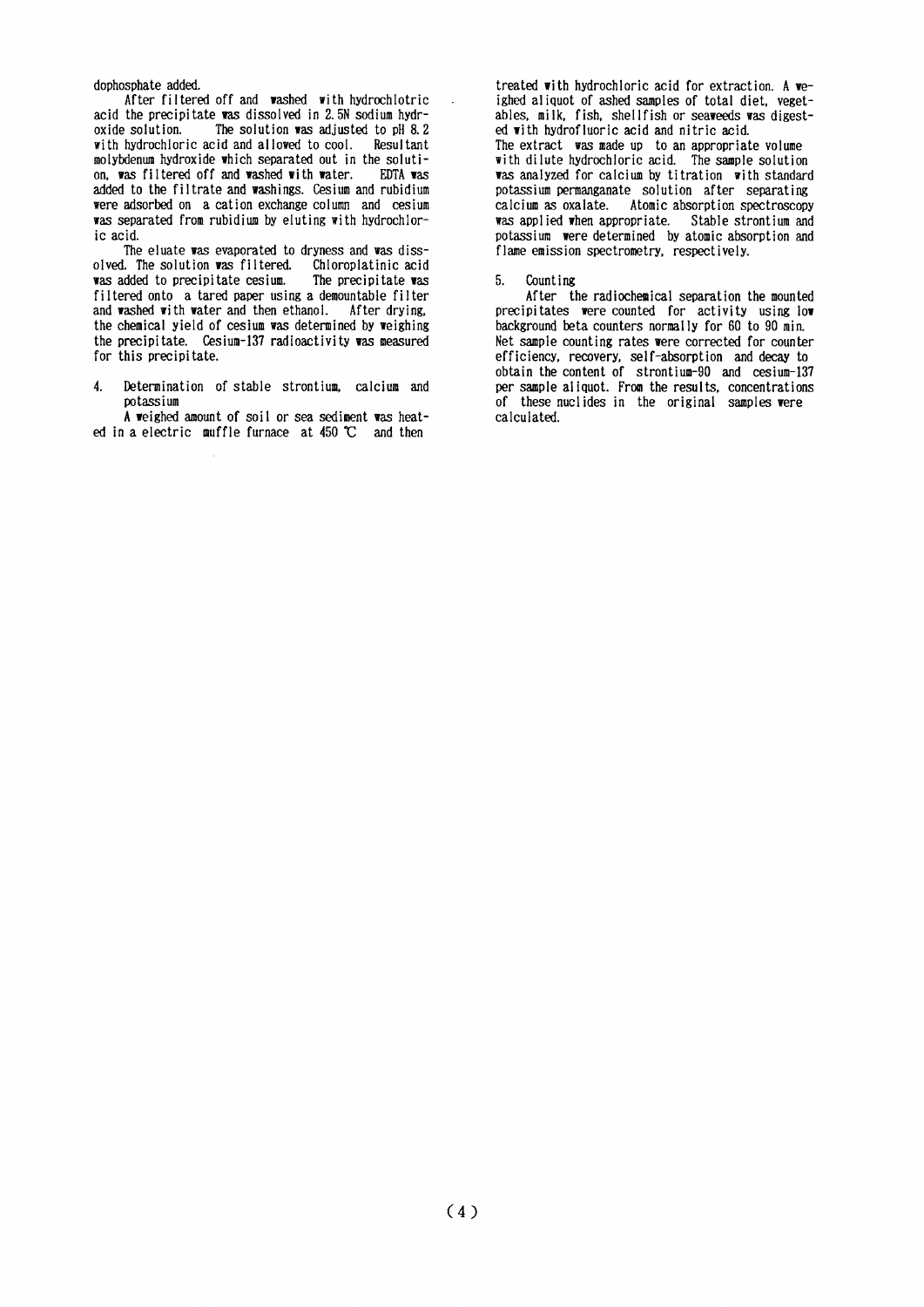dophosphate added.

After filtered off and washed with hydrochlotric acid the precipitate was dissolved in 2.5N sodium hydroxide solution. The solution was adjusted to pH 8.2 with hydrochloric acid and allowed to cool. Resultant molybdenum hydroxide which separated out in the solution, was filtered off and washed with water. EDTA was added to the filtrate and washings. Cesium and rubidium were adsorbed on a cation exchange column and cesium was separated from rubidium by eluting with hydrochloric acid.

The eluate was evaporated to dryness and was dissolved. The solution was filtered. Chloroplatinic acid was added to precipitate cesium. The precipitate was filtered onto a tared paper using a demountable filter and washed with water and then ethanol. After drying, the chemical yield of cesium was determined by weighing the precipitate. Cesium-137 radioactivity was measured for this precipitate.

4. Determination of stable strontium, calcium and potassium

A weighed amount of soil or sea sediment was heated in a electric muffle furnace at 450 ℃ and then treated with hydrochloric acid for extraction. A weighed aliquot of ashed samples of total diet, vegetables, milk, fish, shellfish or seaweeds was digested with hydrofluoric acid and nitric acid. The extract was made up to an appropriate volume with dilute hydrochloric acid. The sample solution was analyzed for calcium by titration with standard potassium permanganate solution after separating calcium as oxalate. Atomic absorption spectroscopy was applied when appropriate. Stable strontium and potassium were determined by atomic absorption and flame emission spectrometry, respectively.

5. Counting

After the radiochemical separation the mounted precipitates were counted for activity using low background beta counters normally for 60 to 90 min. Net sample counting rates were corrected for counter efficiency, recovery, self-absorption and decay to obtain the content of strontium-90 and cesium-137 per sample aliquot. From the results, concentrations of these nuclides in the original samples were calculated.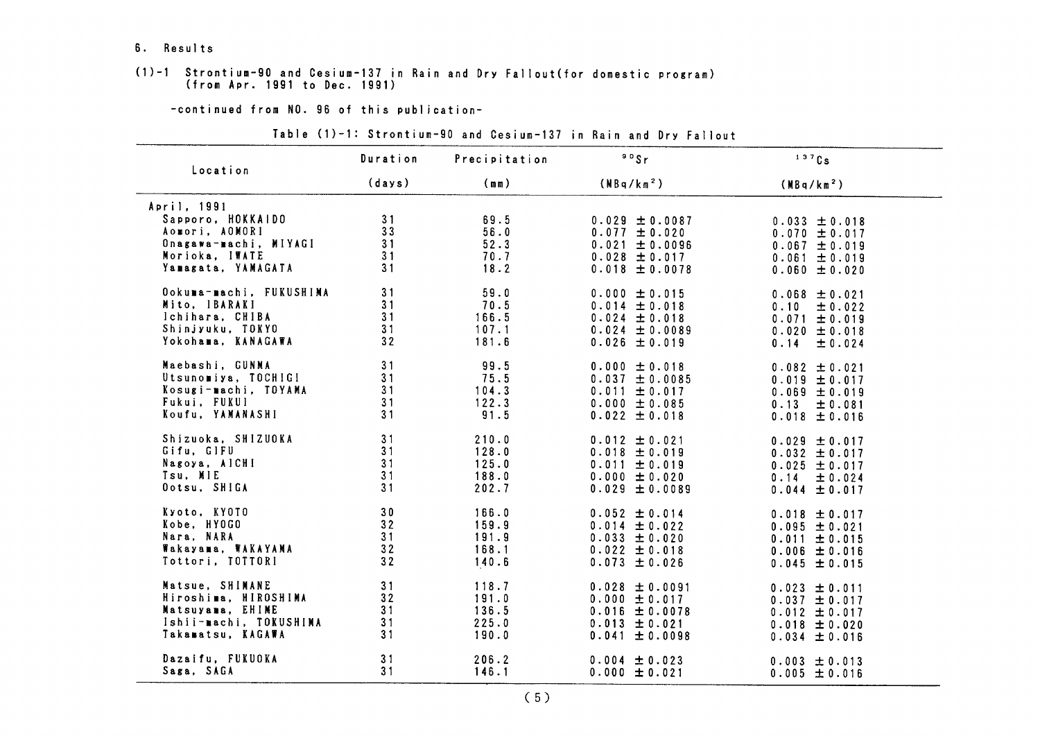6. Results

(1)-1 Strontium-90 and Cesium-137 in Rain and Dry Fallout(for domestic program)
(from Apr. 1991 to Dec. 1991)

-continued from NO. 96 of this publication-

Table (1)-1: Strontium-90 and Cesium-137 in Rain and Dry Fallout

| Location | Duration (days) | Precipitation (mm) | $^{90}Sr$ ($MBq/km^2$) | $^{137}Cs$ ($MBq/km^2$) |
|---|---|---|---|---|
| April, 1991 | | | | |
| Sapporo, HOKKAIDO | 31 | 69.5 | 0.029 ±0.0087 | 0.033 ±0.018 |
| Aomori, AOMORI | 33 | 56.0 | 0.077 ±0.020 | 0.070 ±0.017 |
| Onagawa-machi, MIYAGI | 31 | 52.3 | 0.021 ±0.0096 | 0.067 ±0.019 |
| Morioka, IWATE | 31 | 70.7 | 0.028 ±0.017 | 0.061 ±0.019 |
| Yamagata, YAMAGATA | 31 | 18.2 | 0.018 ±0.0078 | 0.060 ±0.020 |
| Ookuma-machi, FUKUSHIMA | 31 | 59.0 | 0.000 ±0.015 | 0.068 ±0.021 |
| Mito, IBARAKI | 31 | 70.5 | 0.014 ±0.018 | 0.10 ±0.022 |
| Ichihara, CHIBA | 31 | 166.5 | 0.024 ±0.018 | 0.071 ±0.019 |
| Shinjyuku, TOKYO | 31 | 107.1 | 0.024 ±0.0089 | 0.020 ±0.018 |
| Yokohama, KANAGAWA | 32 | 181.6 | 0.026 ±0.019 | 0.14 ±0.024 |
| Maebashi, GUNMA | 31 | 99.5 | 0.000 ±0.018 | 0.082 ±0.021 |
| Utsunomiya, TOCHIGI | 31 | 75.5 | 0.037 ±0.0085 | 0.019 ±0.017 |
| Kosugi-machi, TOYAMA | 31 | 104.3 | 0.011 ±0.017 | 0.069 ±0.019 |
| Fukui, FUKUI | 31 | 122.3 | 0.000 ±0.085 | 0.13 ±0.081 |
| Koufu, YAMANASHI | 31 | 91.5 | 0.022 ±0.018 | 0.018 ±0.016 |
| Shizuoka, SHIZUOKA | 31 | 210.0 | 0.012 ±0.021 | 0.029 ±0.017 |
| Gifu, GIFU | 31 | 128.0 | 0.018 ±0.019 | 0.032 ±0.017 |
| Nagoya, AICHI | 31 | 125.0 | 0.011 ±0.019 | 0.025 ±0.017 |
| Tsu, MIE | 31 | 188.0 | 0.000 ±0.020 | 0.14 ±0.024 |
| Ootsu, SHIGA | 31 | 202.7 | 0.029 ±0.0089 | 0.044 ±0.017 |
| Kyoto, KYOTO | 30 | 166.0 | 0.052 ±0.014 | 0.018 ±0.017 |
| Kobe, HYOGO | 32 | 159.9 | 0.014 ±0.022 | 0.095 ±0.021 |
| Nara, NARA | 31 | 191.9 | 0.033 ±0.020 | 0.011 ±0.015 |
| Wakayama, WAKAYAMA | 32 | 168.1 | 0.022 ±0.018 | 0.006 ±0.016 |
| Tottori, TOTTORI | 32 | 140.6 | 0.073 ±0.026 | 0.045 ±0.015 |
| Matsue, SHIMANE | 31 | 118.7 | 0.028 ±0.0091 | 0.023 ±0.011 |
| Hiroshima, HIROSHIMA | 32 | 191.0 | 0.000 ±0.017 | 0.037 ±0.017 |
| Matsuyama, EHIME | 31 | 136.5 | 0.016 ±0.0078 | 0.012 ±0.017 |
| Ishii-machi, TOKUSHIMA | 31 | 225.0 | 0.013 ±0.021 | 0.018 ±0.020 |
| Takamatsu, KAGAWA | 31 | 190.0 | 0.041 ±0.0098 | 0.034 ±0.016 |
| Dazaifu, FUKUOKA | 31 | 206.2 | 0.004 ±0.023 | 0.003 ±0.013 |
| Saga, SAGA | 31 | 146.1 | 0.000 ±0.021 | 0.005 ±0.016 |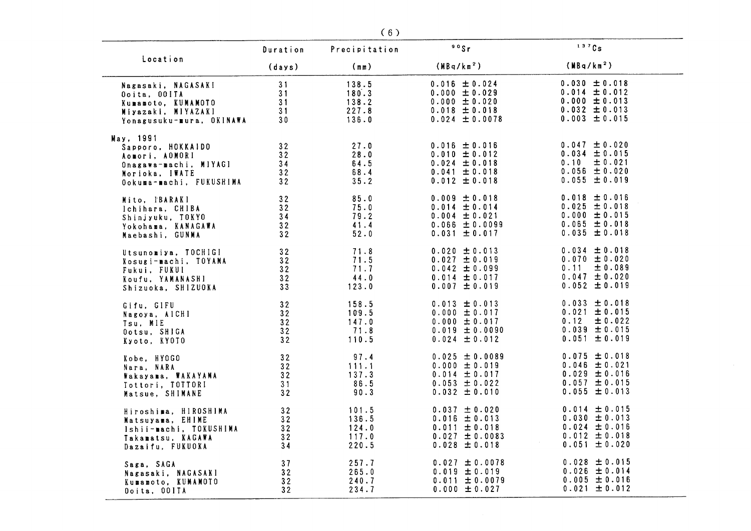| Location | Duration (days) | Precipitation (mm) | $^{90}Sr$ ($MBq/km^2$) | $^{137}Cs$ ($MBq/km^2$) |
|---|---|---|---|---|
| Nagasaki, NAGASAKI | 31 | 138.5 | 0.016 ±0.024 | 0.030 ±0.018 |
| Ooita, OOITA | 31 | 180.3 | 0.000 ±0.029 | 0.014 ±0.012 |
| Kumamoto, KUMAMOTO | 31 | 138.2 | 0.000 ±0.020 | 0.000 ±0.013 |
| Miyazaki, MIYAZAKI | 31 | 227.8 | 0.018 ±0.018 | 0.032 ±0.013 |
| Yonagusuku-mura, OKINAWA | 30 | 136.0 | 0.024 ±0.0078 | 0.003 ±0.015 |
| May, 1991 | | | | |
| Sapporo, HOKKAIDO | 32 | 27.0 | 0.016 ±0.016 | 0.047 ±0.020 |
| Aomori, AOMORI | 32 | 28.0 | 0.010 ±0.012 | 0.034 ±0.015 |
| Onagawa-machi, MIYAGI | 34 | 64.5 | 0.024 ±0.018 | 0.10 ±0.021 |
| Morioka, IWATE | 32 | 68.4 | 0.041 ±0.018 | 0.056 ±0.020 |
| Ookuma-machi, FUKUSHIMA | 32 | 35.2 | 0.012 ±0.018 | 0.055 ±0.019 |
| Mito, IBARAKI | 32 | 85.0 | 0.009 ±0.018 | 0.018 ±0.016 |
| Ichihara, CHIBA | 32 | 75.0 | 0.014 ±0.014 | 0.025 ±0.018 |
| Shinjyuku, TOKYO | 34 | 79.2 | 0.004 ±0.021 | 0.000 ±0.015 |
| Yokohama, KANAGAWA | 32 | 41.4 | 0.066 ±0.0099 | 0.065 ±0.018 |
| Maebashi, GUNMA | 32 | 52.0 | 0.031 ±0.017 | 0.035 ±0.018 |
| Utsunomiya, TOCHIGI | 32 | 71.8 | 0.020 ±0.013 | 0.034 ±0.018 |
| Kosugi-machi, TOYAMA | 32 | 71.5 | 0.027 ±0.019 | 0.070 ±0.020 |
| Fukui, FUKUI | 32 | 71.7 | 0.042 ±0.099 | 0.11 ±0.089 |
| Koufu, YAMANASHI | 32 | 44.0 | 0.014 ±0.017 | 0.047 ±0.020 |
| Shizuoka, SHIZUOKA | 33 | 123.0 | 0.007 ±0.019 | 0.052 ±0.019 |
| Gifu, GIFU | 32 | 158.5 | 0.013 ±0.013 | 0.033 ±0.018 |
| Nagoya, AICHI | 32 | 109.5 | 0.000 ±0.017 | 0.021 ±0.015 |
| Tsu, MIE | 32 | 147.0 | 0.000 ±0.017 | 0.12 ±0.022 |
| Ootsu, SHIGA | 32 | 71.8 | 0.019 ±0.0090 | 0.039 ±0.015 |
| Kyoto, KYOTO | 32 | 110.5 | 0.024 ±0.012 | 0.051 ±0.019 |
| Kobe, HYOGO | 32 | 97.4 | 0.025 ±0.0089 | 0.075 ±0.018 |
| Nara, NARA | 32 | 111.1 | 0.000 ±0.019 | 0.046 ±0.021 |
| Wakayama, WAKAYAMA | 32 | 137.3 | 0.014 ±0.017 | 0.029 ±0.016 |
| Tottori, TOTTORI | 31 | 86.5 | 0.053 ±0.022 | 0.057 ±0.015 |
| Matsue, SHIMANE | 32 | 90.3 | 0.032 ±0.010 | 0.055 ±0.013 |
| Hiroshima, HIROSHIMA | 32 | 101.5 | 0.037 ±0.020 | 0.014 ±0.015 |
| Matsuyama, EHIME | 32 | 136.5 | 0.016 ±0.013 | 0.030 ±0.013 |
| Ishii-machi, TOKUSHIMA | 32 | 124.0 | 0.011 ±0.018 | 0.024 ±0.016 |
| Takamatsu, KAGAWA | 32 | 117.0 | 0.027 ±0.0083 | 0.012 ±0.018 |
| Dazaifu, FUKUOKA | 34 | 220.5 | 0.028 ±0.018 | 0.051 ±0.020 |
| Saga, SAGA | 37 | 257.7 | 0.027 ±0.0078 | 0.028 ±0.015 |
| Nagasaki, NAGASAKI | 32 | 265.0 | 0.019 ±0.019 | 0.026 ±0.014 |
| Kumamoto, KUMAMOTO | 32 | 240.7 | 0.011 ±0.0079 | 0.005 ±0.016 |
| Ooita, OOITA | 32 | 234.7 | 0.000 ±0.027 | 0.021 ±0.012 |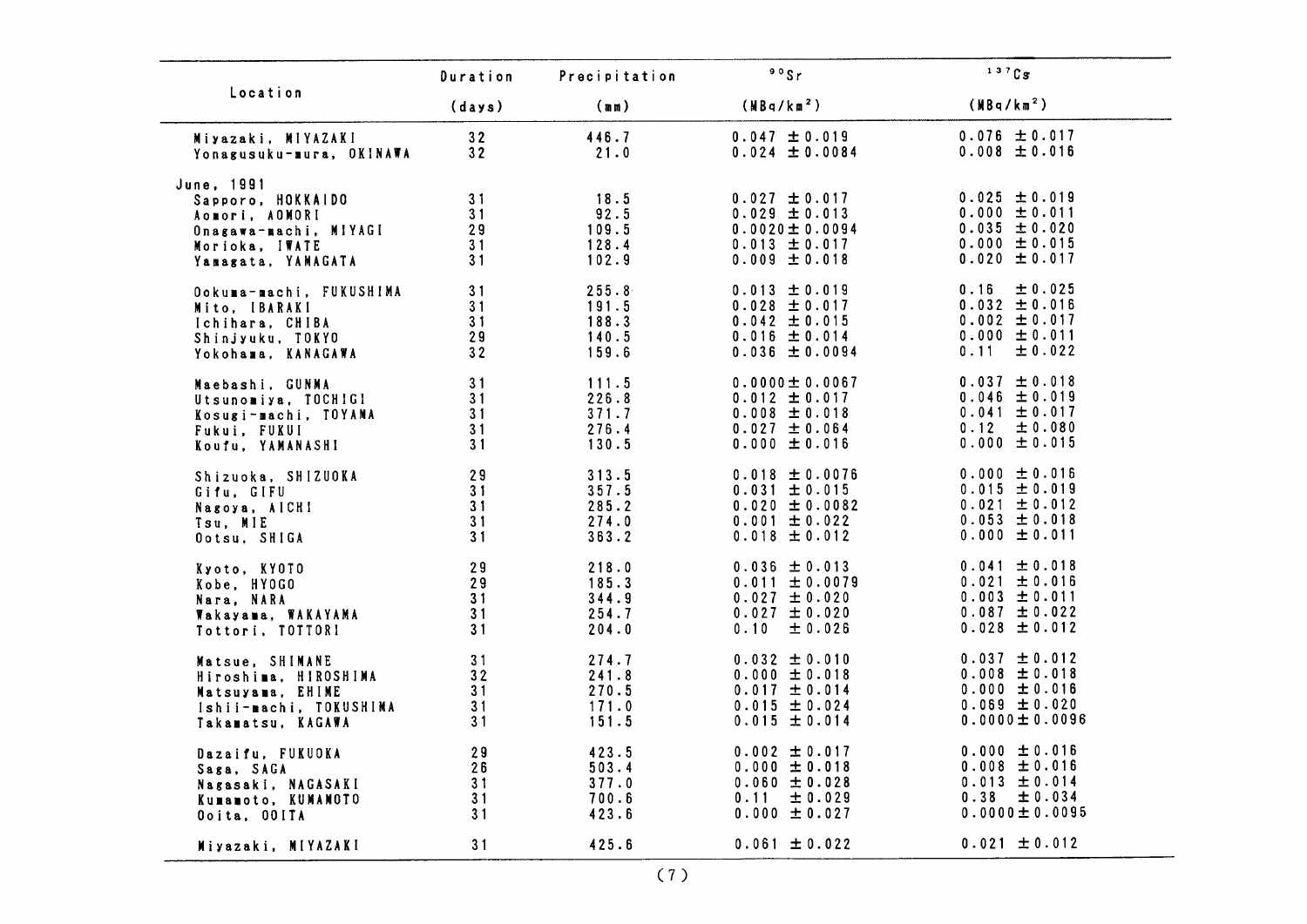| Location | Duration (days) | Precipitation (mm) | $^{90}Sr$ (MBq/km$^2$) | $^{137}Cs$ (MBq/km$^2$) |
|---|---|---|---|---|
| Miyazaki, MIYAZAKI | 32 | 446.7 | 0.047 ±0.019 | 0.076 ±0.017 |
| Yonagusuku-mura, OKINAWA | 32 | 21.0 | 0.024 ±0.0084 | 0.008 ±0.016 |
| June, 1991 | | | | |
| Sapporo, HOKKAIDO | 31 | 18.5 | 0.027 ±0.017 | 0.025 ±0.019 |
| Aomori, AOMORI | 31 | 92.5 | 0.029 ±0.013 | 0.000 ±0.011 |
| Onagawa-machi, MIYAGI | 29 | 109.5 | 0.0020±0.0094 | 0.035 ±0.020 |
| Morioka, IWATE | 31 | 128.4 | 0.013 ±0.017 | 0.000 ±0.015 |
| Yamagata, YAMAGATA | 31 | 102.9 | 0.009 ±0.018 | 0.020 ±0.017 |
| Ookuma-machi, FUKUSHIMA | 31 | 255.8 | 0.013 ±0.019 | 0.16 ±0.025 |
| Mito, IBARAKI | 31 | 191.5 | 0.028 ±0.017 | 0.032 ±0.016 |
| Ichihara, CHIBA | 31 | 188.3 | 0.042 ±0.015 | 0.002 ±0.017 |
| Shinjyuku, TOKYO | 29 | 140.5 | 0.016 ±0.014 | 0.000 ±0.011 |
| Yokohama, KANAGAWA | 32 | 159.6 | 0.036 ±0.0094 | 0.11 ±0.022 |
| Maebashi, GUNMA | 31 | 111.5 | 0.0000±0.0067 | 0.037 ±0.018 |
| Utsunomiya, TOCHIGI | 31 | 226.8 | 0.012 ±0.017 | 0.046 ±0.019 |
| Kosugi-machi, TOYAMA | 31 | 371.7 | 0.008 ±0.018 | 0.041 ±0.017 |
| Fukui, FUKUI | 31 | 276.4 | 0.027 ±0.064 | 0.12 ±0.080 |
| Koufu, YAMANASHI | 31 | 130.5 | 0.000 ±0.016 | 0.000 ±0.015 |
| Shizuoka, SHIZUOKA | 29 | 313.5 | 0.018 ±0.0076 | 0.000 ±0.016 |
| Gifu, GIFU | 31 | 357.5 | 0.031 ±0.015 | 0.015 ±0.019 |
| Nagoya, AICHI | 31 | 285.2 | 0.020 ±0.0082 | 0.021 ±0.012 |
| Tsu, MIE | 31 | 274.0 | 0.001 ±0.022 | 0.053 ±0.018 |
| Ootsu, SHIGA | 31 | 363.2 | 0.018 ±0.012 | 0.000 ±0.011 |
| Kyoto, KYOTO | 29 | 218.0 | 0.036 ±0.013 | 0.041 ±0.018 |
| Kobe, HYOGO | 29 | 185.3 | 0.011 ±0.0079 | 0.021 ±0.016 |
| Nara, NARA | 31 | 344.9 | 0.027 ±0.020 | 0.003 ±0.011 |
| Wakayama, WAKAYAMA | 31 | 254.7 | 0.027 ±0.020 | 0.087 ±0.022 |
| Tottori, TOTTORI | 31 | 204.0 | 0.10 ±0.026 | 0.028 ±0.012 |
| Matsue, SHIMANE | 31 | 274.7 | 0.032 ±0.010 | 0.037 ±0.012 |
| Hiroshima, HIROSHIMA | 32 | 241.8 | 0.000 ±0.018 | 0.008 ±0.018 |
| Matsuyama, EHIME | 31 | 270.5 | 0.017 ±0.014 | 0.000 ±0.016 |
| Ishii-machi, TOKUSHIMA | 31 | 171.0 | 0.015 ±0.024 | 0.069 ±0.020 |
| Takamatsu, KAGAWA | 31 | 151.5 | 0.015 ±0.014 | 0.0000±0.0096 |
| Dazaifu, FUKUOKA | 29 | 423.5 | 0.002 ±0.017 | 0.000 ±0.016 |
| Saga, SAGA | 26 | 503.4 | 0.000 ±0.018 | 0.008 ±0.016 |
| Nagasaki, NAGASAKI | 31 | 377.0 | 0.060 ±0.028 | 0.013 ±0.014 |
| Kumamoto, KUMAMOTO | 31 | 700.6 | 0.11 ±0.029 | 0.38 ±0.034 |
| Ooita, OOITA | 31 | 423.6 | 0.000 ±0.027 | 0.0000±0.0095 |
| Miyazaki, MIYAZAKI | 31 | 425.6 | 0.061 ±0.022 | 0.021 ±0.012 |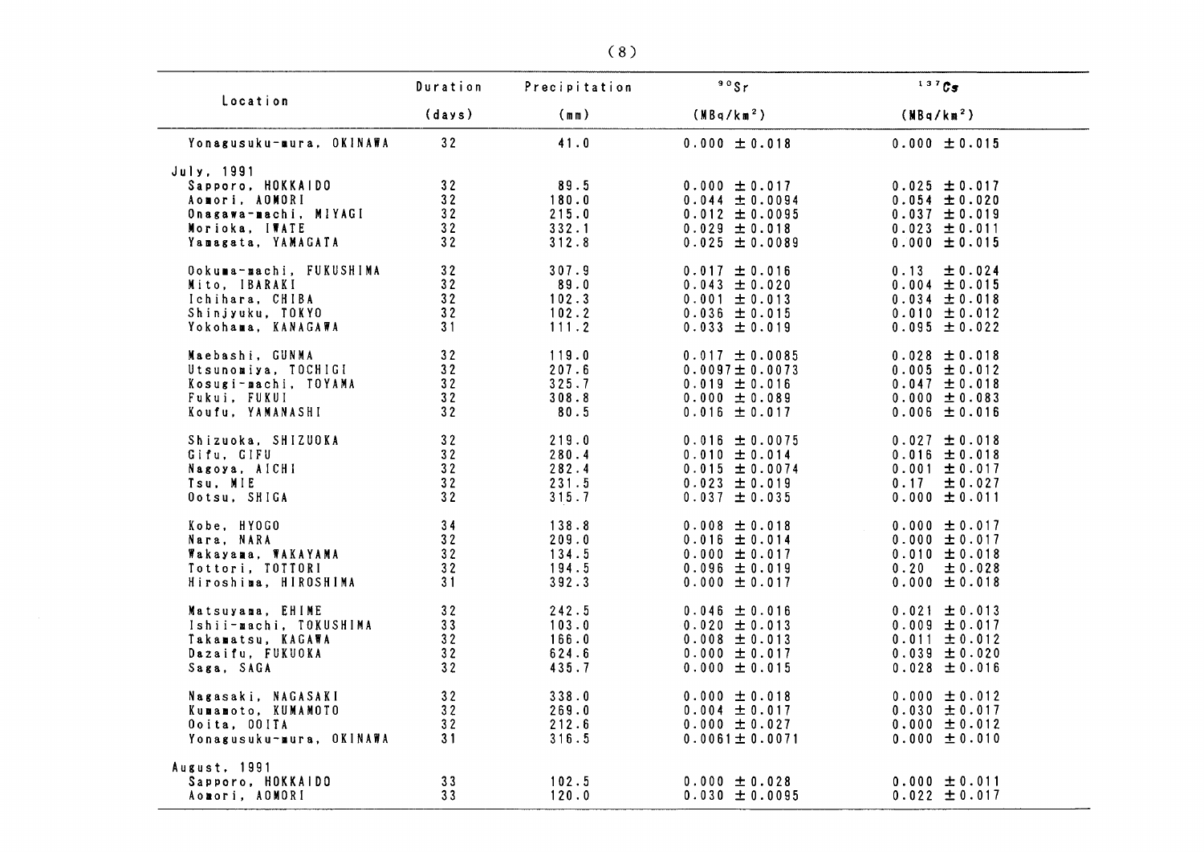| Location | Duration (days) | Precipitation (mm) | $^{90}Sr$ ($MBq/km^2$) | $^{137}Cs$ ($MBq/km^2$) |
|---|---|---|---|---|
| Yonagusuku-mura, OKINAWA | 32 | 41.0 | 0.000 ±0.018 | 0.000 ±0.015 |
| July, 1991 | | | | |
| Sapporo, HOKKAIDO | 32 | 89.5 | 0.000 ±0.017 | 0.025 ±0.017 |
| Aomori, AOMORI | 32 | 180.0 | 0.044 ±0.0094 | 0.054 ±0.020 |
| Onagawa-machi, MIYAGI | 32 | 215.0 | 0.012 ±0.0095 | 0.037 ±0.019 |
| Morioka, IWATE | 32 | 332.1 | 0.029 ±0.018 | 0.023 ±0.011 |
| Yamagata, YAMAGATA | 32 | 312.8 | 0.025 ±0.0089 | 0.000 ±0.015 |
| Ookuma-machi, FUKUSHIMA | 32 | 307.9 | 0.017 ±0.016 | 0.13 ±0.024 |
| Mito, IBARAKI | 32 | 89.0 | 0.043 ±0.020 | 0.004 ±0.015 |
| Ichihara, CHIBA | 32 | 102.3 | 0.001 ±0.013 | 0.034 ±0.018 |
| Shinjyuku, TOKYO | 32 | 102.2 | 0.036 ±0.015 | 0.010 ±0.012 |
| Yokohama, KANAGAWA | 31 | 111.2 | 0.033 ±0.019 | 0.095 ±0.022 |
| Maebashi, GUNMA | 32 | 119.0 | 0.017 ±0.0085 | 0.028 ±0.018 |
| Utsunomiya, TOCHIGI | 32 | 207.6 | 0.0097±0.0073 | 0.005 ±0.012 |
| Kosugi-machi, TOYAMA | 32 | 325.7 | 0.019 ±0.016 | 0.047 ±0.018 |
| Fukui, FUKUI | 32 | 308.8 | 0.000 ±0.089 | 0.000 ±0.083 |
| Koufu, YAMANASHI | 32 | 80.5 | 0.016 ±0.017 | 0.006 ±0.016 |
| Shizuoka, SHIZUOKA | 32 | 219.0 | 0.016 ±0.0075 | 0.027 ±0.018 |
| Gifu, GIFU | 32 | 280.4 | 0.010 ±0.014 | 0.016 ±0.018 |
| Nagoya, AICHI | 32 | 282.4 | 0.015 ±0.0074 | 0.001 ±0.017 |
| Tsu, MIE | 32 | 231.5 | 0.023 ±0.019 | 0.17 ±0.027 |
| Ootsu, SHIGA | 32 | 315.7 | 0.037 ±0.035 | 0.000 ±0.011 |
| Kobe, HYOGO | 34 | 138.8 | 0.008 ±0.018 | 0.000 ±0.017 |
| Nara, NARA | 32 | 209.0 | 0.016 ±0.014 | 0.000 ±0.017 |
| Wakayama, WAKAYAMA | 32 | 134.5 | 0.000 ±0.017 | 0.010 ±0.018 |
| Tottori, TOTTORI | 32 | 194.5 | 0.096 ±0.019 | 0.20 ±0.028 |
| Hiroshima, HIROSHIMA | 31 | 392.3 | 0.000 ±0.017 | 0.000 ±0.018 |
| Matsuyama, EHIME | 32 | 242.5 | 0.046 ±0.016 | 0.021 ±0.013 |
| Ishii-machi, TOKUSHIMA | 33 | 103.0 | 0.020 ±0.013 | 0.009 ±0.017 |
| Takamatsu, KAGAWA | 32 | 166.0 | 0.008 ±0.013 | 0.011 ±0.012 |
| Dazaifu, FUKUOKA | 32 | 624.6 | 0.000 ±0.017 | 0.039 ±0.020 |
| Saga, SAGA | 32 | 435.7 | 0.000 ±0.015 | 0.028 ±0.016 |
| Nagasaki, NAGASAKI | 32 | 338.0 | 0.000 ±0.018 | 0.000 ±0.012 |
| Kumamoto, KUMAMOTO | 32 | 269.0 | 0.004 ±0.017 | 0.030 ±0.017 |
| Ooita, OOITA | 32 | 212.6 | 0.000 ±0.027 | 0.000 ±0.012 |
| Yonagusuku-mura, OKINAWA | 31 | 316.5 | 0.0061±0.0071 | 0.000 ±0.010 |
| August, 1991 | | | | |
| Sapporo, HOKKAIDO | 33 | 102.5 | 0.000 ±0.028 | 0.000 ±0.011 |
| Aomori, AOMORI | 33 | 120.0 | 0.030 ±0.0095 | 0.022 ±0.017 |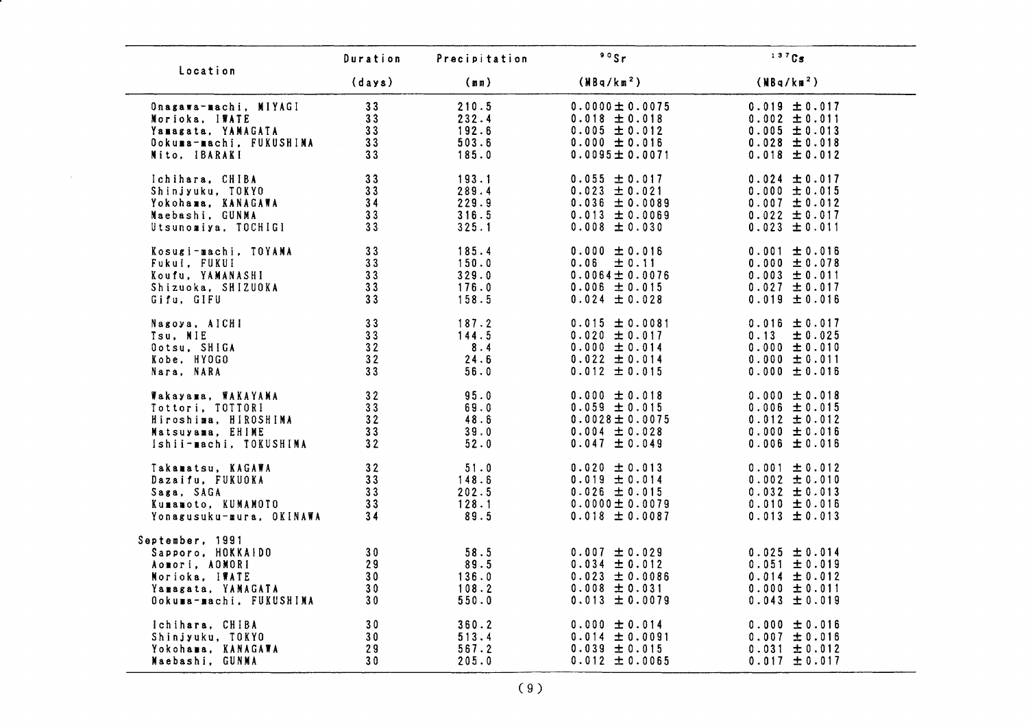| Location | Duration (days) | Precipitation (mm) | $^{90}Sr$ (MBq/km$^2$) | $^{137}Cs$ (MBq/km$^2$) |
|---|---|---|---|---|
| Onagawa-machi, MIYAGI | 33 | 210.5 | 0.0000±0.0075 | 0.019 ±0.017 |
| Morioka, IWATE | 33 | 232.4 | 0.018 ±0.018 | 0.002 ±0.011 |
| Yamagata, YAMAGATA | 33 | 192.6 | 0.005 ±0.012 | 0.005 ±0.013 |
| Ookuma-machi, FUKUSHIMA | 33 | 503.6 | 0.000 ±0.016 | 0.028 ±0.018 |
| Mito, IBARAKI | 33 | 185.0 | 0.0095±0.0071 | 0.018 ±0.012 |
| Ichihara, CHIBA | 33 | 193.1 | 0.055 ±0.017 | 0.024 ±0.017 |
| Shinjyuku, TOKYO | 33 | 289.4 | 0.023 ±0.021 | 0.000 ±0.015 |
| Yokohama, KANAGAWA | 34 | 229.9 | 0.036 ±0.0089 | 0.007 ±0.012 |
| Maebashi, GUNMA | 33 | 316.5 | 0.013 ±0.0069 | 0.022 ±0.017 |
| Utsunomiya, TOCHIGI | 33 | 325.1 | 0.008 ±0.030 | 0.023 ±0.011 |
| Kosugi-machi, TOYAMA | 33 | 185.4 | 0.000 ±0.016 | 0.001 ±0.016 |
| Fukui, FUKUI | 33 | 150.0 | 0.06 ±0.11 | 0.000 ±0.078 |
| Koufu, YAMANASHI | 33 | 329.0 | 0.0064±0.0076 | 0.003 ±0.011 |
| Shizuoka, SHIZUOKA | 33 | 176.0 | 0.006 ±0.015 | 0.027 ±0.017 |
| Gifu, GIFU | 33 | 158.5 | 0.024 ±0.028 | 0.019 ±0.016 |
| Nagoya, AICHI | 33 | 187.2 | 0.015 ±0.0081 | 0.016 ±0.017 |
| Tsu, MIE | 33 | 144.5 | 0.020 ±0.017 | 0.13 ±0.025 |
| Ootsu, SHIGA | 32 | 8.4 | 0.000 ±0.014 | 0.000 ±0.010 |
| Kobe, HYOGO | 32 | 24.6 | 0.022 ±0.014 | 0.000 ±0.011 |
| Nara, NARA | 33 | 56.0 | 0.012 ±0.015 | 0.000 ±0.016 |
| Wakayama, WAKAYAMA | 32 | 95.0 | 0.000 ±0.018 | 0.000 ±0.018 |
| Tottori, TOTTORI | 33 | 69.0 | 0.059 ±0.015 | 0.006 ±0.015 |
| Hiroshima, HIROSHIMA | 32 | 48.6 | 0.0028±0.0075 | 0.012 ±0.012 |
| Matsuyama, EHIME | 33 | 39.0 | 0.004 ±0.028 | 0.000 ±0.016 |
| Ishii-machi, TOKUSHIMA | 32 | 52.0 | 0.047 ±0.049 | 0.006 ±0.016 |
| Takamatsu, KAGAWA | 32 | 51.0 | 0.020 ±0.013 | 0.001 ±0.012 |
| Dazaifu, FUKUOKA | 33 | 148.6 | 0.019 ±0.014 | 0.002 ±0.010 |
| Saga, SAGA | 33 | 202.5 | 0.026 ±0.015 | 0.032 ±0.013 |
| Kumamoto, KUMAMOTO | 33 | 128.1 | 0.0000±0.0079 | 0.010 ±0.016 |
| Yonagusuku-mura, OKINAWA | 34 | 89.5 | 0.018 ±0.0087 | 0.013 ±0.013 |
| September, 1991 | | | | |
| Sapporo, HOKKAIDO | 30 | 58.5 | 0.007 ±0.029 | 0.025 ±0.014 |
| Aomori, AOMORI | 29 | 89.5 | 0.034 ±0.012 | 0.051 ±0.019 |
| Morioka, IWATE | 30 | 136.0 | 0.023 ±0.0086 | 0.014 ±0.012 |
| Yamagata, YAMAGATA | 30 | 108.2 | 0.008 ±0.031 | 0.000 ±0.011 |
| Ookuma-machi, FUKUSHIMA | 30 | 550.0 | 0.013 ±0.0079 | 0.043 ±0.019 |
| Ichihara, CHIBA | 30 | 360.2 | 0.000 ±0.014 | 0.000 ±0.016 |
| Shinjyuku, TOKYO | 30 | 513.4 | 0.014 ±0.0091 | 0.007 ±0.016 |
| Yokohama, KANAGAWA | 29 | 567.2 | 0.039 ±0.015 | 0.031 ±0.012 |
| Maebashi, GUNMA | 30 | 205.0 | 0.012 ±0.0065 | 0.017 ±0.017 |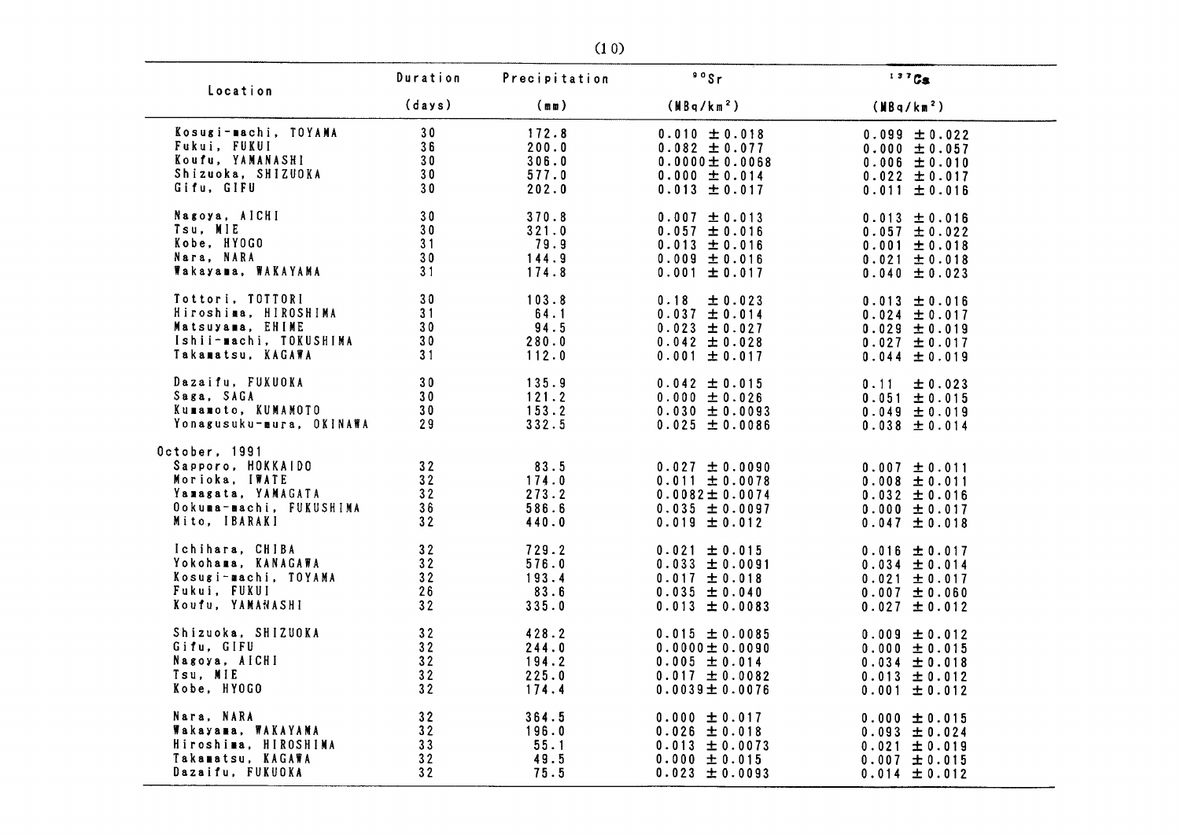| Location | Duration (days) | Precipitation (mm) | $^{90}Sr$ (MBq/km$^2$) | $^{137}Cs$ (MBq/km$^2$) |
|---|---|---|---|---|
| Kosugi-machi, TOYAMA | 30 | 172.8 | 0.010 ±0.018 | 0.099 ±0.022 |
| Fukui, FUKUI | 36 | 200.0 | 0.082 ±0.077 | 0.000 ±0.057 |
| Koufu, YAMANASHI | 30 | 306.0 | 0.0000±0.0068 | 0.006 ±0.010 |
| Shizuoka, SHIZUOKA | 30 | 577.0 | 0.000 ±0.014 | 0.022 ±0.017 |
| Gifu, GIFU | 30 | 202.0 | 0.013 ±0.017 | 0.011 ±0.016 |
| Nagoya, AICHI | 30 | 370.8 | 0.007 ±0.013 | 0.013 ±0.016 |
| Tsu, MIE | 30 | 321.0 | 0.057 ±0.016 | 0.057 ±0.022 |
| Kobe, HYOGO | 31 | 79.9 | 0.013 ±0.016 | 0.001 ±0.018 |
| Nara, NARA | 30 | 144.9 | 0.009 ±0.016 | 0.021 ±0.018 |
| Wakayama, WAKAYAMA | 31 | 174.8 | 0.001 ±0.017 | 0.040 ±0.023 |
| Tottori, TOTTORI | 30 | 103.8 | 0.18 ±0.023 | 0.013 ±0.016 |
| Hiroshima, HIROSHIMA | 31 | 64.1 | 0.037 ±0.014 | 0.024 ±0.017 |
| Matsuyama, EHIME | 30 | 94.5 | 0.023 ±0.027 | 0.029 ±0.019 |
| Ishii-machi, TOKUSHIMA | 30 | 280.0 | 0.042 ±0.028 | 0.027 ±0.017 |
| Takamatsu, KAGAWA | 31 | 112.0 | 0.001 ±0.017 | 0.044 ±0.019 |
| Dazaifu, FUKUOKA | 30 | 135.9 | 0.042 ±0.015 | 0.11 ±0.023 |
| Saga, SAGA | 30 | 121.2 | 0.000 ±0.026 | 0.051 ±0.015 |
| Kumamoto, KUMAMOTO | 30 | 153.2 | 0.030 ±0.0093 | 0.049 ±0.019 |
| Yonagusuku-mura, OKINAWA | 29 | 332.5 | 0.025 ±0.0086 | 0.038 ±0.014 |
| October, 1991 | | | | |
| Sapporo, HOKKAIDO | 32 | 83.5 | 0.027 ±0.0090 | 0.007 ±0.011 |
| Morioka, IWATE | 32 | 174.0 | 0.011 ±0.0078 | 0.008 ±0.011 |
| Yamagata, YAMAGATA | 32 | 273.2 | 0.0082±0.0074 | 0.032 ±0.016 |
| Ookuma-machi, FUKUSHIMA | 36 | 586.6 | 0.035 ±0.0097 | 0.000 ±0.017 |
| Mito, IBARAKI | 32 | 440.0 | 0.019 ±0.012 | 0.047 ±0.018 |
| Ichihara, CHIBA | 32 | 729.2 | 0.021 ±0.015 | 0.016 ±0.017 |
| Yokohama, KANAGAWA | 32 | 576.0 | 0.033 ±0.0091 | 0.034 ±0.014 |
| Kosugi-machi, TOYAMA | 32 | 193.4 | 0.017 ±0.018 | 0.021 ±0.017 |
| Fukui, FUKUI | 26 | 83.6 | 0.035 ±0.040 | 0.007 ±0.060 |
| Koufu, YAMANASHI | 32 | 335.0 | 0.013 ±0.0083 | 0.027 ±0.012 |
| Shizuoka, SHIZUOKA | 32 | 428.2 | 0.015 ±0.0085 | 0.009 ±0.012 |
| Gifu, GIFU | 32 | 244.0 | 0.0000±0.0090 | 0.000 ±0.015 |
| Nagoya, AICHI | 32 | 194.2 | 0.005 ±0.014 | 0.034 ±0.018 |
| Tsu, MIE | 32 | 225.0 | 0.017 ±0.0082 | 0.013 ±0.012 |
| Kobe, HYOGO | 32 | 174.4 | 0.0039±0.0076 | 0.001 ±0.012 |
| Nara, NARA | 32 | 364.5 | 0.000 ±0.017 | 0.000 ±0.015 |
| Wakayama, WAKAYAMA | 32 | 196.0 | 0.026 ±0.018 | 0.093 ±0.024 |
| Hiroshima, HIROSHIMA | 33 | 55.1 | 0.013 ±0.0073 | 0.021 ±0.019 |
| Takamatsu, KAGAWA | 32 | 49.5 | 0.000 ±0.015 | 0.007 ±0.015 |
| Dazaifu, FUKUOKA | 32 | 75.5 | 0.023 ±0.0093 | 0.014 ±0.012 |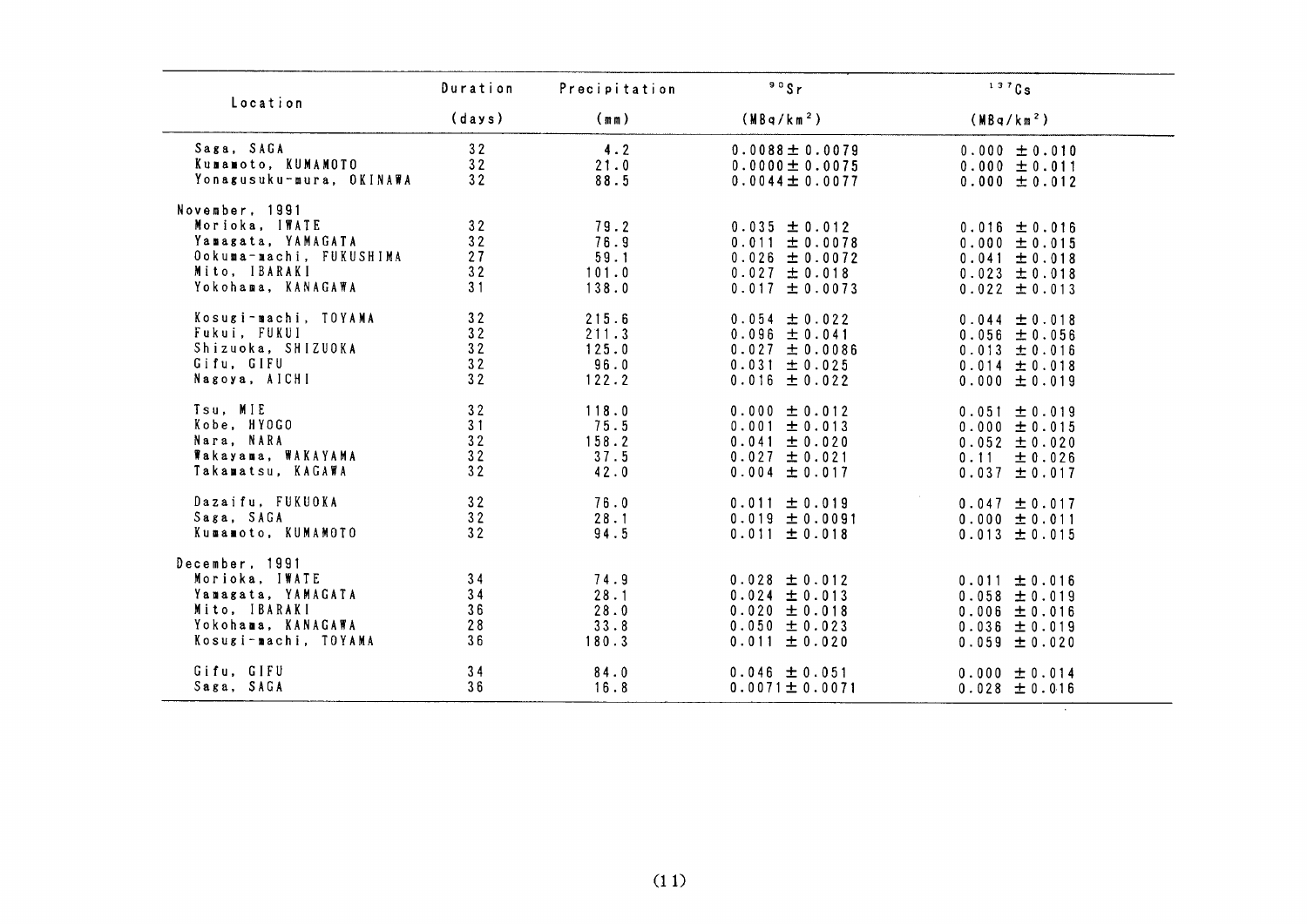| Location | Duration (days) | Precipitation (mm) | $^{90}Sr$ ($MBq/km^2$) | $^{137}Cs$ ($MBq/km^2$) |
|---|---|---|---|---|
| Saga, SAGA | 32 | 4.2 | 0.0088 ± 0.0079 | 0.000 ± 0.010 |
| Kumamoto, KUMAMOTO | 32 | 21.0 | 0.0000 ± 0.0075 | 0.000 ± 0.011 |
| Yonagusuku-mura, OKINAWA | 32 | 88.5 | 0.0044 ± 0.0077 | 0.000 ± 0.012 |
| November, 1991 | | | | |
| Morioka, IWATE | 32 | 79.2 | 0.035 ± 0.012 | 0.016 ± 0.016 |
| Yamagata, YAMAGATA | 32 | 76.9 | 0.011 ± 0.0078 | 0.000 ± 0.015 |
| Ookuma-machi, FUKUSHIMA | 27 | 59.1 | 0.026 ± 0.0072 | 0.041 ± 0.018 |
| Mito, IBARAKI | 32 | 101.0 | 0.027 ± 0.018 | 0.023 ± 0.018 |
| Yokohama, KANAGAWA | 31 | 138.0 | 0.017 ± 0.0073 | 0.022 ± 0.013 |
| Kosugi-machi, TOYAMA | 32 | 215.6 | 0.054 ± 0.022 | 0.044 ± 0.018 |
| Fukui, FUKUI | 32 | 211.3 | 0.096 ± 0.041 | 0.056 ± 0.056 |
| Shizuoka, SHIZUOKA | 32 | 125.0 | 0.027 ± 0.0086 | 0.013 ± 0.016 |
| Gifu, GIFU | 32 | 96.0 | 0.031 ± 0.025 | 0.014 ± 0.018 |
| Nagoya, AICHI | 32 | 122.2 | 0.016 ± 0.022 | 0.000 ± 0.019 |
| Tsu, MIE | 32 | 118.0 | 0.000 ± 0.012 | 0.051 ± 0.019 |
| Kobe, HYOGO | 31 | 75.5 | 0.001 ± 0.013 | 0.000 ± 0.015 |
| Nara, NARA | 32 | 158.2 | 0.041 ± 0.020 | 0.052 ± 0.020 |
| Wakayama, WAKAYAMA | 32 | 37.5 | 0.027 ± 0.021 | 0.11 ± 0.026 |
| Takamatsu, KAGAWA | 32 | 42.0 | 0.004 ± 0.017 | 0.037 ± 0.017 |
| Dazaifu, FUKUOKA | 32 | 76.0 | 0.011 ± 0.019 | 0.047 ± 0.017 |
| Saga, SAGA | 32 | 28.1 | 0.019 ± 0.0091 | 0.000 ± 0.011 |
| Kumamoto, KUMAMOTO | 32 | 94.5 | 0.011 ± 0.018 | 0.013 ± 0.015 |
| December, 1991 | | | | |
| Morioka, IWATE | 34 | 74.9 | 0.028 ± 0.012 | 0.011 ± 0.016 |
| Yamagata, YAMAGATA | 34 | 28.1 | 0.024 ± 0.013 | 0.058 ± 0.019 |
| Mito, IBARAKI | 36 | 28.0 | 0.020 ± 0.018 | 0.006 ± 0.016 |
| Yokohama, KANAGAWA | 28 | 33.8 | 0.050 ± 0.023 | 0.036 ± 0.019 |
| Kosugi-machi, TOYAMA | 36 | 180.3 | 0.011 ± 0.020 | 0.059 ± 0.020 |
| Gifu, GIFU | 34 | 84.0 | 0.046 ± 0.051 | 0.000 ± 0.014 |
| Saga, SAGA | 36 | 16.8 | 0.0071 ± 0.0071 | 0.028 ± 0.016 |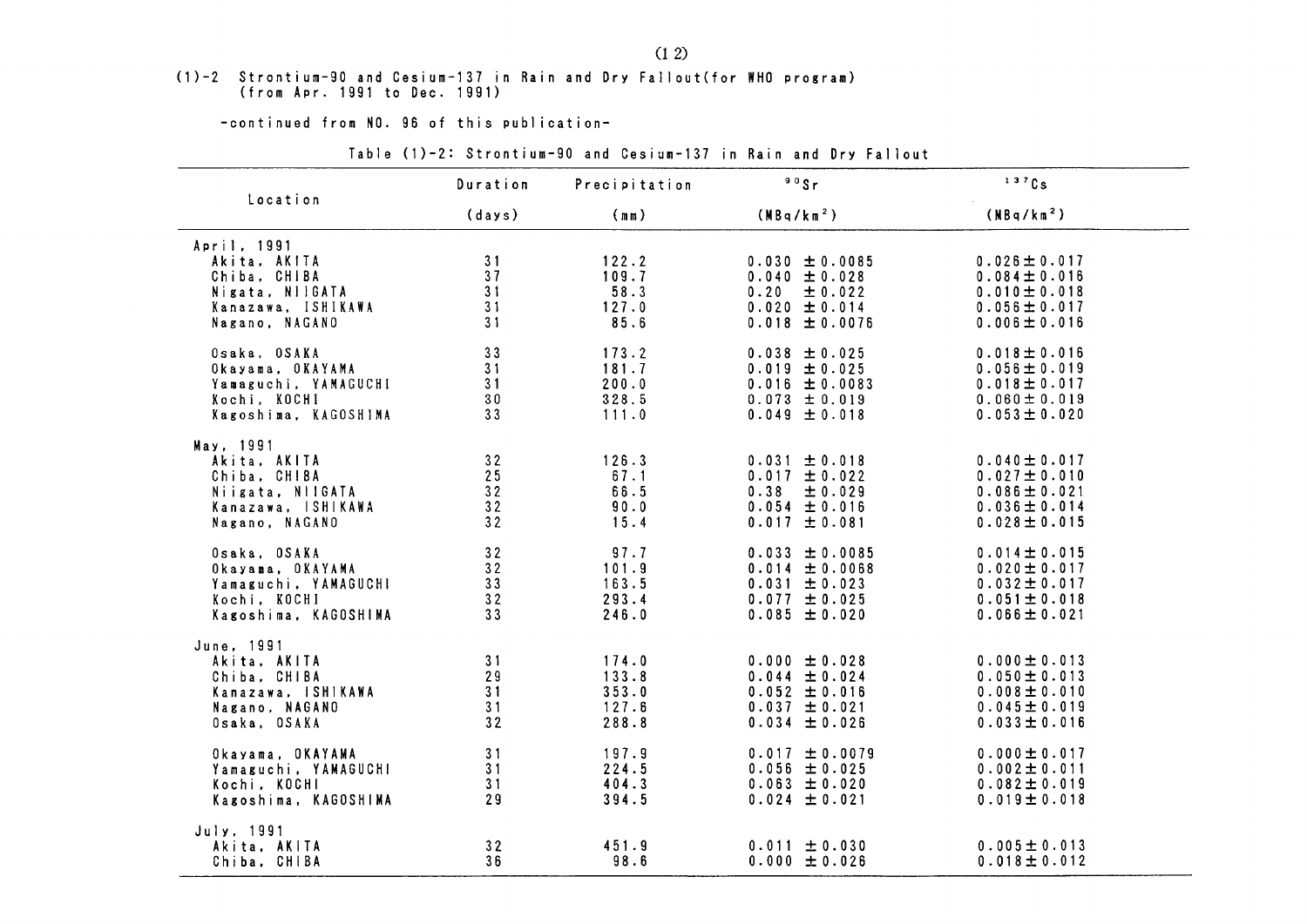(1)-2 Strontium-90 and Cesium-137 in Rain and Dry Fallout(for WHO program)
(from Apr. 1991 to Dec. 1991)

-continued from NO. 96 of this publication-

Table (1)-2: Strontium-90 and Cesium-137 in Rain and Dry Fallout

| Location | Duration (days) | Precipitation (mm) | $^{90}Sr$ ($MBq/km^2$) | $^{137}Cs$ ($MBq/km^2$) |
|---|---|---|---|---|
| April, 1991 | | | | |
| Akita, AKITA | 31 | 122.2 | 0.030 ±0.0085 | 0.026±0.017 |
| Chiba, CHIBA | 37 | 109.7 | 0.040 ±0.028 | 0.084±0.016 |
| Nigata, NIIGATA | 31 | 58.3 | 0.20 ±0.022 | 0.010±0.018 |
| Kanazawa, ISHIKAWA | 31 | 127.0 | 0.020 ±0.014 | 0.056±0.017 |
| Nagano, NAGANO | 31 | 85.6 | 0.018 ±0.0076 | 0.006±0.016 |
| Osaka, OSAKA | 33 | 173.2 | 0.038 ±0.025 | 0.018±0.016 |
| Okayama, OKAYAMA | 31 | 181.7 | 0.019 ±0.025 | 0.056±0.019 |
| Yamaguchi, YAMAGUCHI | 31 | 200.0 | 0.016 ±0.0083 | 0.018±0.017 |
| Kochi, KOCHI | 30 | 328.5 | 0.073 ±0.019 | 0.060±0.019 |
| Kagoshima, KAGOSHIMA | 33 | 111.0 | 0.049 ±0.018 | 0.053±0.020 |
| May, 1991 | | | | |
| Akita, AKITA | 32 | 126.3 | 0.031 ±0.018 | 0.040±0.017 |
| Chiba, CHIBA | 25 | 67.1 | 0.017 ±0.022 | 0.027±0.010 |
| Niigata, NIIGATA | 32 | 66.5 | 0.38 ±0.029 | 0.086±0.021 |
| Kanazawa, ISHIKAWA | 32 | 90.0 | 0.054 ±0.016 | 0.036±0.014 |
| Nagano, NAGANO | 32 | 15.4 | 0.017 ±0.081 | 0.028±0.015 |
| Osaka, OSAKA | 32 | 97.7 | 0.033 ±0.0085 | 0.014±0.015 |
| Okayama, OKAYAMA | 32 | 101.9 | 0.014 ±0.0068 | 0.020±0.017 |
| Yamaguchi, YAMAGUCHI | 33 | 163.5 | 0.031 ±0.023 | 0.032±0.017 |
| Kochi, KOCHI | 32 | 293.4 | 0.077 ±0.025 | 0.051±0.018 |
| Kagoshima, KAGOSHIMA | 33 | 246.0 | 0.085 ±0.020 | 0.066±0.021 |
| June, 1991 | | | | |
| Akita, AKITA | 31 | 174.0 | 0.000 ±0.028 | 0.000±0.013 |
| Chiba, CHIBA | 29 | 133.8 | 0.044 ±0.024 | 0.050±0.013 |
| Kanazawa, ISHIKAWA | 31 | 353.0 | 0.052 ±0.016 | 0.008±0.010 |
| Nagano, NAGANO | 31 | 127.6 | 0.037 ±0.021 | 0.045±0.019 |
| Osaka, OSAKA | 32 | 288.8 | 0.034 ±0.026 | 0.033±0.016 |
| Okayama, OKAYAMA | 31 | 197.9 | 0.017 ±0.0079 | 0.000±0.017 |
| Yamaguchi, YAMAGUCHI | 31 | 224.5 | 0.056 ±0.025 | 0.002±0.011 |
| Kochi, KOCHI | 31 | 404.3 | 0.063 ±0.020 | 0.082±0.019 |
| Kagoshima, KAGOSHIMA | 29 | 394.5 | 0.024 ±0.021 | 0.019±0.018 |
| July, 1991 | | | | |
| Akita, AKITA | 32 | 451.9 | 0.011 ±0.030 | 0.005±0.013 |
| Chiba, CHIBA | 36 | 98.6 | 0.000 ±0.026 | 0.018±0.012 |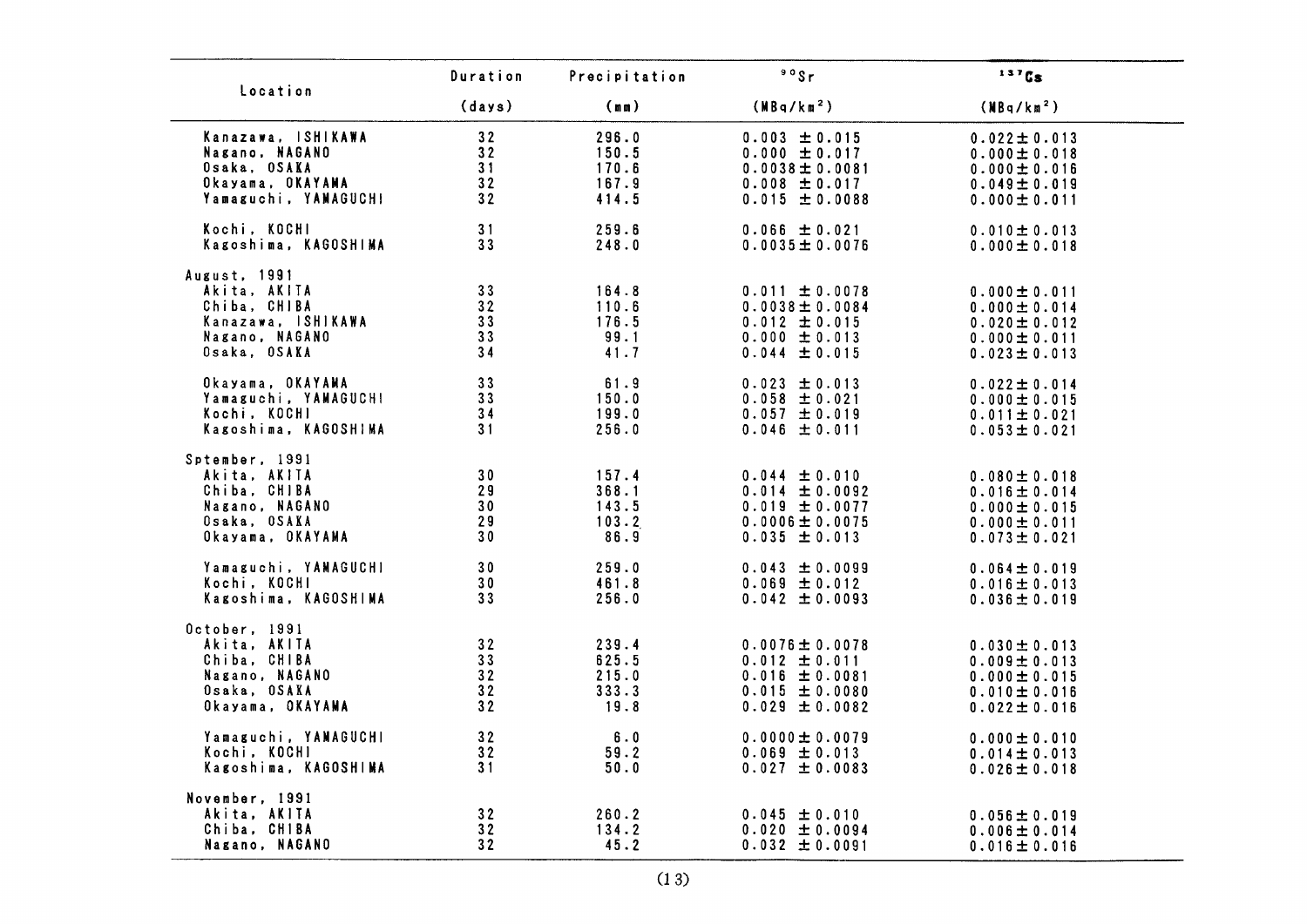| Location | Duration (days) | Precipitation (mm) | $^{90}Sr$ (MBq/km$^2$) | $^{137}Cs$ (MBq/km$^2$) |
|---|---|---|---|---|
| Kanazawa, ISHIKAWA | 32 | 296.0 | 0.003 ± 0.015 | 0.022 ± 0.013 |
| Nagano, NAGANO | 32 | 150.5 | 0.000 ± 0.017 | 0.000 ± 0.018 |
| Osaka, OSAKA | 31 | 170.6 | 0.0038 ± 0.0081 | 0.000 ± 0.016 |
| Okayama, OKAYAMA | 32 | 167.9 | 0.008 ± 0.017 | 0.049 ± 0.019 |
| Yamaguchi, YAMAGUCHI | 32 | 414.5 | 0.015 ± 0.0088 | 0.000 ± 0.011 |
| Kochi, KOCHI | 31 | 259.6 | 0.066 ± 0.021 | 0.010 ± 0.013 |
| Kagoshima, KAGOSHIMA | 33 | 248.0 | 0.0035 ± 0.0076 | 0.000 ± 0.018 |
| August, 1991 | | | | |
| Akita, AKITA | 33 | 164.8 | 0.011 ± 0.0078 | 0.000 ± 0.011 |
| Chiba, CHIBA | 32 | 110.6 | 0.0038 ± 0.0084 | 0.000 ± 0.014 |
| Kanazawa, ISHIKAWA | 33 | 176.5 | 0.012 ± 0.015 | 0.020 ± 0.012 |
| Nagano, NAGANO | 33 | 99.1 | 0.000 ± 0.013 | 0.000 ± 0.011 |
| Osaka, OSAKA | 34 | 41.7 | 0.044 ± 0.015 | 0.023 ± 0.013 |
| Okayama, OKAYAMA | 33 | 61.9 | 0.023 ± 0.013 | 0.022 ± 0.014 |
| Yamaguchi, YAMAGUCHI | 33 | 150.0 | 0.058 ± 0.021 | 0.000 ± 0.015 |
| Kochi, KOCHI | 34 | 199.0 | 0.057 ± 0.019 | 0.011 ± 0.021 |
| Kagoshima, KAGOSHIMA | 31 | 256.0 | 0.046 ± 0.011 | 0.053 ± 0.021 |
| Sptember, 1991 | | | | |
| Akita, AKITA | 30 | 157.4 | 0.044 ± 0.010 | 0.080 ± 0.018 |
| Chiba, CHIBA | 29 | 368.1 | 0.014 ± 0.0092 | 0.016 ± 0.014 |
| Nagano, NAGANO | 30 | 143.5 | 0.019 ± 0.0077 | 0.000 ± 0.015 |
| Osaka, OSAKA | 29 | 103.2 | 0.0006 ± 0.0075 | 0.000 ± 0.011 |
| Okayama, OKAYAMA | 30 | 86.9 | 0.035 ± 0.013 | 0.073 ± 0.021 |
| Yamaguchi, YAMAGUCHI | 30 | 259.0 | 0.043 ± 0.0099 | 0.064 ± 0.019 |
| Kochi, KOCHI | 30 | 461.8 | 0.069 ± 0.012 | 0.016 ± 0.013 |
| Kagoshima, KAGOSHIMA | 33 | 256.0 | 0.042 ± 0.0093 | 0.036 ± 0.019 |
| October, 1991 | | | | |
| Akita, AKITA | 32 | 239.4 | 0.0076 ± 0.0078 | 0.030 ± 0.013 |
| Chiba, CHIBA | 33 | 625.5 | 0.012 ± 0.011 | 0.009 ± 0.013 |
| Nagano, NAGANO | 32 | 215.0 | 0.016 ± 0.0081 | 0.000 ± 0.015 |
| Osaka, OSAKA | 32 | 333.3 | 0.015 ± 0.0080 | 0.010 ± 0.016 |
| Okayama, OKAYAMA | 32 | 19.8 | 0.029 ± 0.0082 | 0.022 ± 0.016 |
| Yamaguchi, YAMAGUCHI | 32 | 6.0 | 0.0000 ± 0.0079 | 0.000 ± 0.010 |
| Kochi, KOCHI | 32 | 59.2 | 0.069 ± 0.013 | 0.014 ± 0.013 |
| Kagoshima, KAGOSHIMA | 31 | 50.0 | 0.027 ± 0.0083 | 0.026 ± 0.018 |
| November, 1991 | | | | |
| Akita, AKITA | 32 | 260.2 | 0.045 ± 0.010 | 0.056 ± 0.019 |
| Chiba, CHIBA | 32 | 134.2 | 0.020 ± 0.0094 | 0.006 ± 0.014 |
| Nagano, NAGANO | 32 | 45.2 | 0.032 ± 0.0091 | 0.016 ± 0.016 |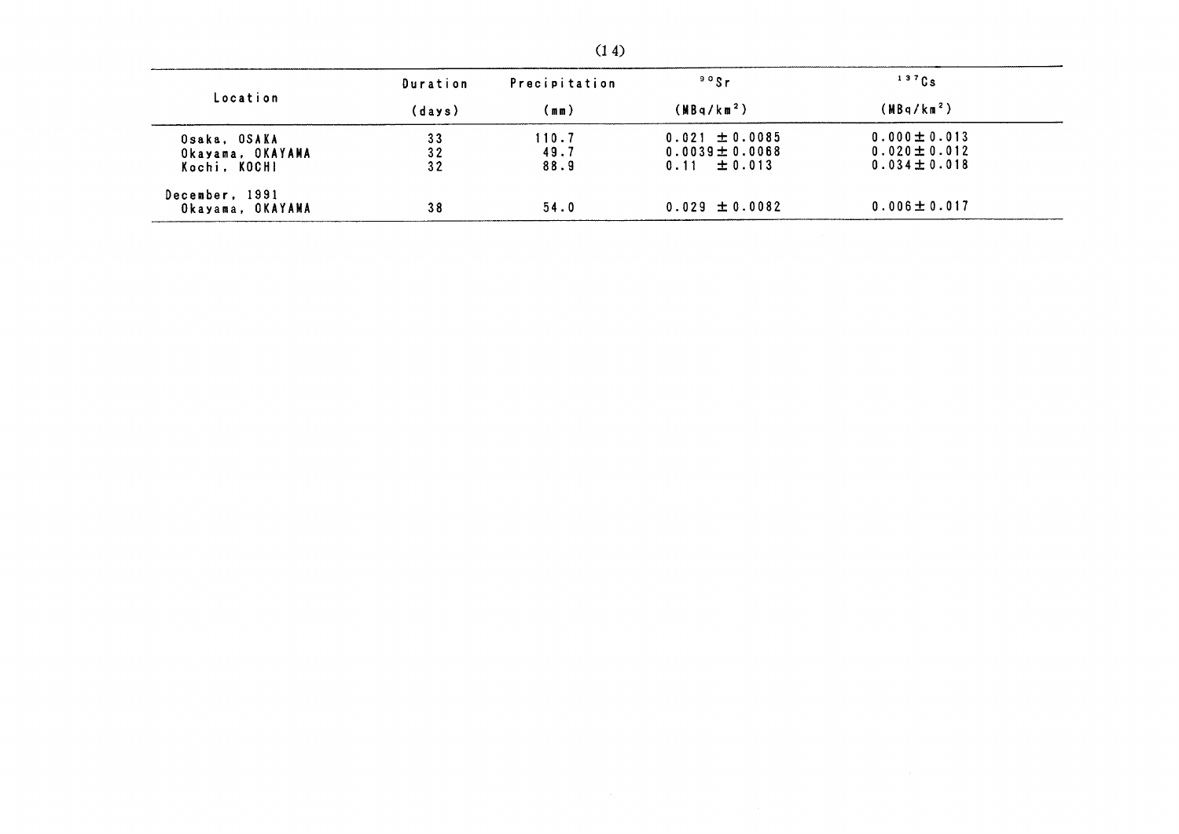| Location | Duration (days) | Precipitation (mm) | $^{90}Sr$ ($MBq/km^2$) | $^{137}Cs$ ($MBq/km^2$) |
|---|---|---|---|---|
| Osaka, OSAKA | 33 | 110.7 | 0.021 ± 0.0085 | 0.000 ± 0.013 |
| Okayama, OKAYAMA | 32 | 49.7 | 0.0039 ± 0.0068 | 0.020 ± 0.012 |
| Kochi, KOCHI | 32 | 88.9 | 0.11 ± 0.013 | 0.034 ± 0.018 |
| December, 1991 | | | | |
| Okayama, OKAYAMA | 38 | 54.0 | 0.029 ± 0.0082 | 0.006 ± 0.017 |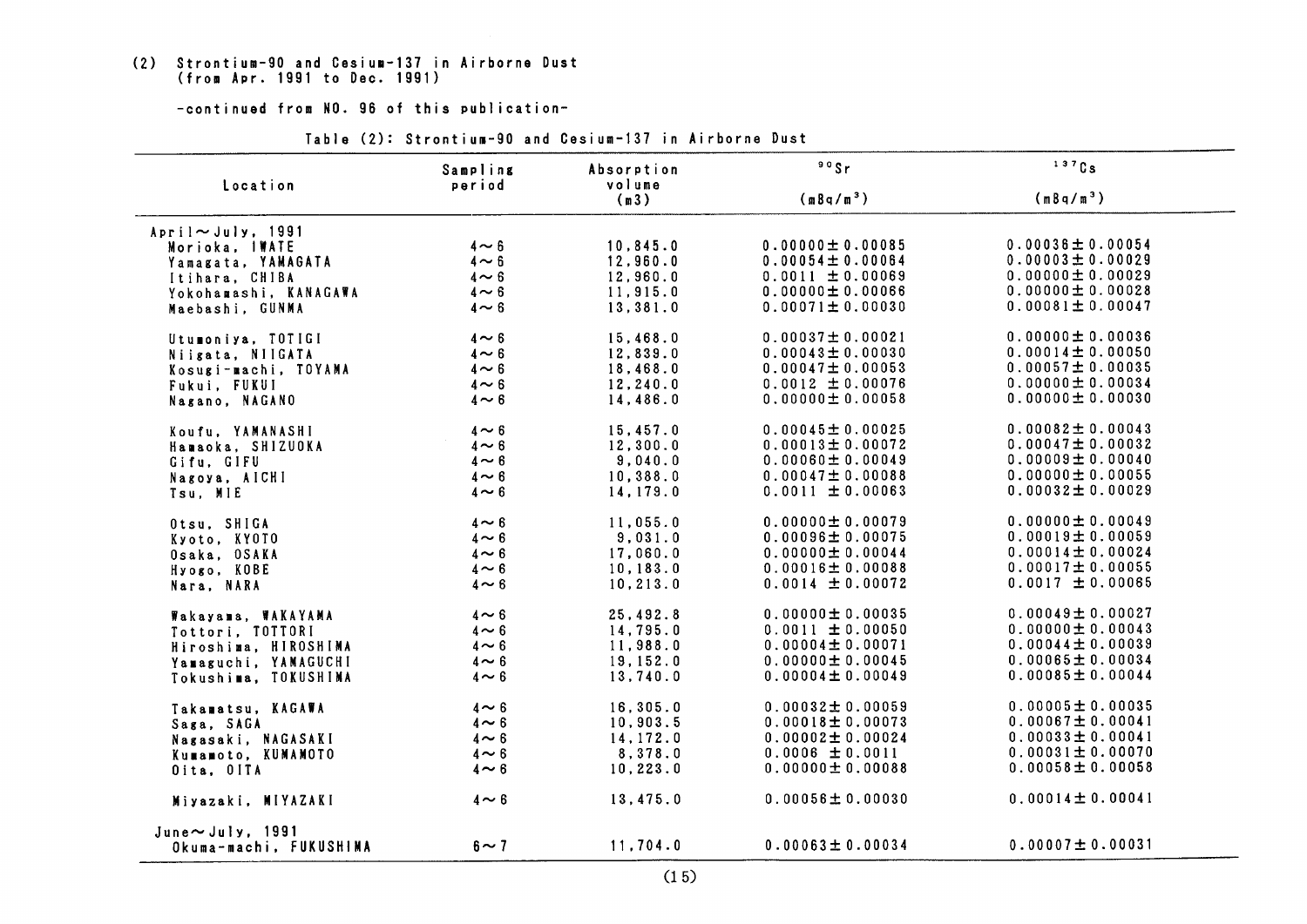(2) Strontium-90 and Cesium-137 in Airborne Dust
(from Apr. 1991 to Dec. 1991)

-continued from NO. 96 of this publication-

Table (2): Strontium-90 and Cesium-137 in Airborne Dust

| Location | Sampling period | Absorption volume (m3) | $^{90}Sr$ (mBq/m$^3$) | $^{137}Cs$ (mBq/m$^3$) |
|---|---|---|---|---|
| April～July, 1991 | | | | |
| Morioka, IWATE | 4～6 | 10,845.0 | 0.00000±0.00085 | 0.00036±0.00054 |
| Yamagata, YAMAGATA | 4～6 | 12,960.0 | 0.00054±0.00064 | 0.00003±0.00029 |
| Itihara, CHIBA | 4～6 | 12,960.0 | 0.0011 ±0.00069 | 0.00000±0.00029 |
| Yokohamashi, KANAGAWA | 4～6 | 11,915.0 | 0.00000±0.00066 | 0.00000±0.00028 |
| Maebashi, GUNMA | 4～6 | 13,381.0 | 0.00071±0.00030 | 0.00081±0.00047 |
| Utumoniya, TOTIGI | 4～6 | 15,468.0 | 0.00037±0.00021 | 0.00000±0.00036 |
| Niigata, NIIGATA | 4～6 | 12,839.0 | 0.00043±0.00030 | 0.00014±0.00050 |
| Kosugi-machi, TOYAMA | 4～6 | 18,468.0 | 0.00047±0.00053 | 0.00057±0.00035 |
| Fukui, FUKUI | 4～6 | 12,240.0 | 0.0012 ±0.00076 | 0.00000±0.00034 |
| Nagano, NAGANO | 4～6 | 14,486.0 | 0.00000±0.00058 | 0.00000±0.00030 |
| Koufu, YAMANASHI | 4～6 | 15,457.0 | 0.00045±0.00025 | 0.00082±0.00043 |
| Hamaoka, SHIZUOKA | 4～6 | 12,300.0 | 0.00013±0.00072 | 0.00047±0.00032 |
| Gifu, GIFU | 4～6 | 9,040.0 | 0.00060±0.00049 | 0.00009±0.00040 |
| Nagoya, AICHI | 4～6 | 10,388.0 | 0.00047±0.00088 | 0.00000±0.00055 |
| Tsu, MIE | 4～6 | 14,179.0 | 0.0011 ±0.00063 | 0.00032±0.00029 |
| Otsu, SHIGA | 4～6 | 11,055.0 | 0.00000±0.00079 | 0.00000±0.00049 |
| Kyoto, KYOTO | 4～6 | 9,031.0 | 0.00096±0.00075 | 0.00019±0.00059 |
| Osaka, OSAKA | 4～6 | 17,060.0 | 0.00000±0.00044 | 0.00014±0.00024 |
| Hyogo, KOBE | 4～6 | 10,183.0 | 0.00016±0.00088 | 0.00017±0.00055 |
| Nara, NARA | 4～6 | 10,213.0 | 0.0014 ±0.00072 | 0.0017 ±0.00065 |
| Wakayama, WAKAYAMA | 4～6 | 25,492.8 | 0.00000±0.00035 | 0.00049±0.00027 |
| Tottori, TOTTORI | 4～6 | 14,795.0 | 0.0011 ±0.00050 | 0.00000±0.00043 |
| Hiroshima, HIROSHIMA | 4～6 | 11,988.0 | 0.00004±0.00071 | 0.00044±0.00039 |
| Yamaguchi, YAMAGUCHI | 4～6 | 19,152.0 | 0.00000±0.00045 | 0.00065±0.00034 |
| Tokushima, TOKUSHIMA | 4～6 | 13,740.0 | 0.00004±0.00049 | 0.00085±0.00044 |
| Takamatsu, KAGAWA | 4～6 | 16,305.0 | 0.00032±0.00059 | 0.00005±0.00035 |
| Saga, SAGA | 4～6 | 10,903.5 | 0.00018±0.00073 | 0.00067±0.00041 |
| Nagasaki, NAGASAKI | 4～6 | 14,172.0 | 0.00002±0.00024 | 0.00033±0.00041 |
| Kumamoto, KUMAMOTO | 4～6 | 8,378.0 | 0.0006 ±0.0011 | 0.00031±0.00070 |
| Oita, OITA | 4～6 | 10,223.0 | 0.00000±0.00088 | 0.00058±0.00058 |
| Miyazaki, MIYAZAKI | 4～6 | 13,475.0 | 0.00056±0.00030 | 0.00014±0.00041 |
| June～July, 1991 | | | | |
| Okuma-machi, FUKUSHIMA | 6～7 | 11,704.0 | 0.00063±0.00034 | 0.00007±0.00031 |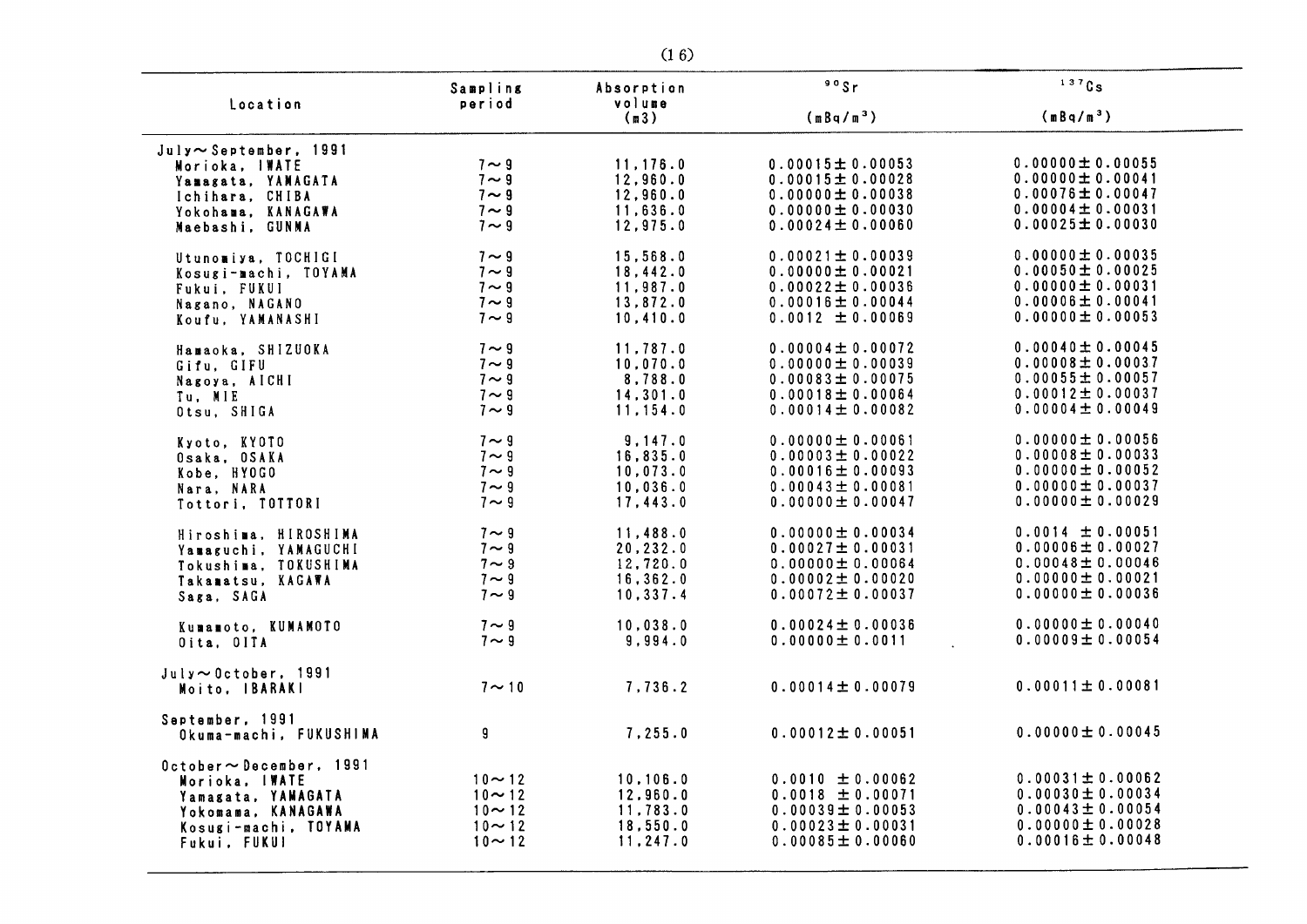| Location | Sampling period | Absorption volume (m3) | $^{90}Sr$ ($mBq/m^3$) | $^{137}Cs$ ($mBq/m^3$) |
|---|---|---|---|---|
| July～September, 1991 | | | | |
| Morioka, IWATE | 7～9 | 11,176.0 | 0.00015±0.00053 | 0.00000±0.00055 |
| Yamagata, YAMAGATA | 7～9 | 12,960.0 | 0.00015±0.00028 | 0.00000±0.00041 |
| Ichihara, CHIBA | 7～9 | 12,960.0 | 0.00000±0.00038 | 0.00076±0.00047 |
| Yokohama, KANAGAWA | 7～9 | 11,636.0 | 0.00000±0.00030 | 0.00004±0.00031 |
| Maebashi, GUNMA | 7～9 | 12,975.0 | 0.00024±0.00060 | 0.00025±0.00030 |
| Utunomiya, TOCHIGI | 7～9 | 15,568.0 | 0.00021±0.00039 | 0.00000±0.00035 |
| Kosugi-machi, TOYAMA | 7～9 | 18,442.0 | 0.00000±0.00021 | 0.00050±0.00025 |
| Fukui, FUKUI | 7～9 | 11,987.0 | 0.00022±0.00036 | 0.00000±0.00031 |
| Nagano, NAGANO | 7～9 | 13,872.0 | 0.00016±0.00044 | 0.00006±0.00041 |
| Koufu, YAMANASHI | 7～9 | 10,410.0 | 0.0012 ±0.00069 | 0.00000±0.00053 |
| Hamaoka, SHIZUOKA | 7～9 | 11,787.0 | 0.00004±0.00072 | 0.00040±0.00045 |
| Gifu, GIFU | 7～9 | 10,070.0 | 0.00000±0.00039 | 0.00008±0.00037 |
| Nagoya, AICHI | 7～9 | 8,788.0 | 0.00083±0.00075 | 0.00055±0.00057 |
| Tu, MIE | 7～9 | 14,301.0 | 0.00018±0.00064 | 0.00012±0.00037 |
| Otsu, SHIGA | 7～9 | 11,154.0 | 0.00014±0.00082 | 0.00004±0.00049 |
| Kyoto, KYOTO | 7～9 | 9,147.0 | 0.00000±0.00061 | 0.00000±0.00056 |
| Osaka, OSAKA | 7～9 | 16,835.0 | 0.00003±0.00022 | 0.00008±0.00033 |
| Kobe, HYOGO | 7～9 | 10,073.0 | 0.00016±0.00093 | 0.00000±0.00052 |
| Nara, NARA | 7～9 | 10,036.0 | 0.00043±0.00081 | 0.00000±0.00037 |
| Tottori, TOTTORI | 7～9 | 17,443.0 | 0.00000±0.00047 | 0.00000±0.00029 |
| Hiroshima, HIROSHIMA | 7～9 | 11,488.0 | 0.00000±0.00034 | 0.0014 ±0.00051 |
| Yamaguchi, YAMAGUCHI | 7～9 | 20,232.0 | 0.00027±0.00031 | 0.00006±0.00027 |
| Tokushima, TOKUSHIMA | 7～9 | 12,720.0 | 0.00000±0.00064 | 0.00048±0.00046 |
| Takamatsu, KAGAWA | 7～9 | 16,362.0 | 0.00002±0.00020 | 0.00000±0.00021 |
| Saga, SAGA | 7～9 | 10,337.4 | 0.00072±0.00037 | 0.00000±0.00036 |
| Kumamoto, KUMAMOTO | 7～9 | 10,038.0 | 0.00024±0.00036 | 0.00000±0.00040 |
| Oita, OITA | 7～9 | 9,994.0 | 0.00000±0.0011 | 0.00009±0.00054 |
| July～October, 1991 | | | | |
| Moito, IBARAKI | 7～10 | 7,736.2 | 0.00014±0.00079 | 0.00011±0.00081 |
| September, 1991 | | | | |
| Okuma-machi, FUKUSHIMA | 9 | 7,255.0 | 0.00012±0.00051 | 0.00000±0.00045 |
| October～December, 1991 | | | | |
| Morioka, IWATE | 10～12 | 10,106.0 | 0.0010 ±0.00062 | 0.00031±0.00062 |
| Yamagata, YAMAGATA | 10～12 | 12,960.0 | 0.0018 ±0.00071 | 0.00030±0.00034 |
| Yokomama, KANAGAWA | 10～12 | 11,783.0 | 0.00039±0.00053 | 0.00043±0.00054 |
| Kosugi-machi, TOYAMA | 10～12 | 18,550.0 | 0.00023±0.00031 | 0.00000±0.00028 |
| Fukui, FUKUI | 10～12 | 11,247.0 | 0.00085±0.00060 | 0.00016±0.00048 |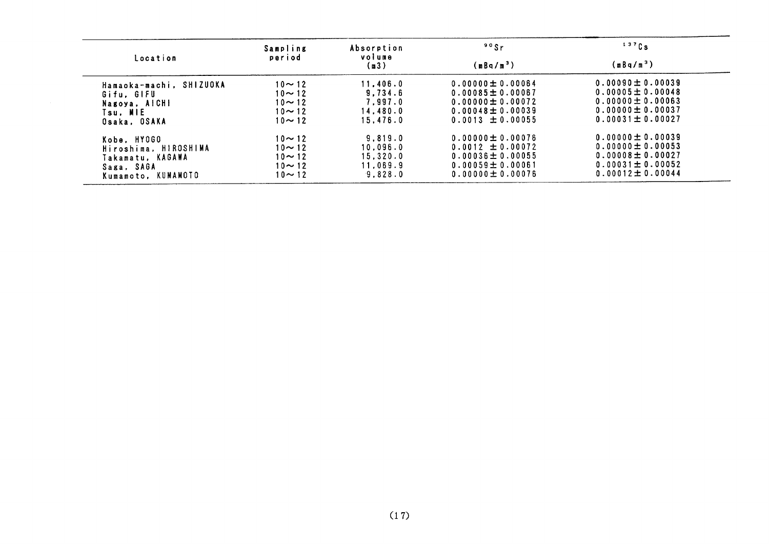| Location | Sampling period | Absorption volume (m3) | $^{90}Sr$ (mBq/m$^3$) | $^{137}Cs$ (mBq/m$^3$) |
|---|---|---|---|---|
| Hamaoka-machi, SHIZUOKA | 10～12 | 11,406.0 | 0.00000±0.00064 | 0.00090±0.00039 |
| Gifu, GIFU | 10～12 | 9,734.6 | 0.00085±0.00067 | 0.00005±0.00048 |
| Nagoya, AICHI | 10～12 | 7,997.0 | 0.00000±0.00072 | 0.00000±0.00063 |
| Tsu, MIE | 10～12 | 14,480.0 | 0.00048±0.00039 | 0.00000±0.00037 |
| Osaka, OSAKA | 10～12 | 15,476.0 | 0.0013 ±0.00055 | 0.00031±0.00027 |
| Kobe, HYOGO | 10～12 | 9,819.0 | 0.00000±0.00076 | 0.00000±0.00039 |
| Hiroshima, HIROSHIMA | 10～12 | 10,096.0 | 0.0012 ±0.00072 | 0.00000±0.00053 |
| Takamatu, KAGAWA | 10～12 | 15,320.0 | 0.00036±0.00055 | 0.00008±0.00027 |
| Saga, SAGA | 10～12 | 11,069.9 | 0.00059±0.00061 | 0.00031±0.00052 |
| Kumamoto, KUMAMOTO | 10～12 | 9,828.0 | 0.00000±0.00076 | 0.00012±0.00044 |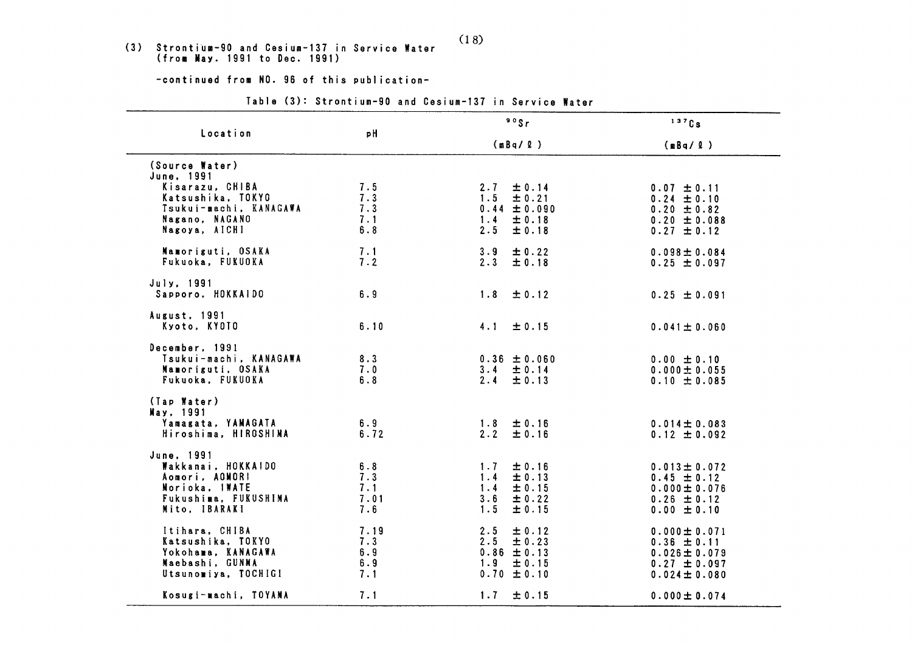### (3) Strontium-90 and Cesium-137 in Service Water (from May. 1991 to Dec. 1991)

-continued from NO. 96 of this publication-

Table (3): Strontium-90 and Cesium-137 in Service Water

| Location | pH | $^{90}Sr$ (mBq/ℓ) | $^{137}Cs$ (mBq/ℓ) |
|---|---|---|---|
| (Source Water) | | | |
| June, 1991 | | | |
| Kisarazu, CHIBA | 7.5 | 2.7 ±0.14 | 0.07 ±0.11 |
| Katsushika, TOKYO | 7.3 | 1.5 ±0.21 | 0.24 ±0.10 |
| Tsukui-machi, KANAGAWA | 7.3 | 0.44 ±0.090 | 0.20 ±0.82 |
| Nagano, NAGANO | 7.1 | 1.4 ±0.18 | 0.20 ±0.088 |
| Nagoya, AICHI | 6.8 | 2.5 ±0.18 | 0.27 ±0.12 |
| Mamoriguti, OSAKA | 7.1 | 3.9 ±0.22 | 0.098±0.084 |
| Fukuoka, FUKUOKA | 7.2 | 2.3 ±0.18 | 0.25 ±0.097 |
| July, 1991 | | | |
| Sapporo, HOKKAIDO | 6.9 | 1.8 ±0.12 | 0.25 ±0.091 |
| August, 1991 | | | |
| Kyoto, KYOTO | 6.10 | 4.1 ±0.15 | 0.041±0.060 |
| December, 1991 | | | |
| Tsukui-machi, KANAGAWA | 8.3 | 0.36 ±0.060 | 0.00 ±0.10 |
| Mamoriguti, OSAKA | 7.0 | 3.4 ±0.14 | 0.000±0.055 |
| Fukuoka, FUKUOKA | 6.8 | 2.4 ±0.13 | 0.10 ±0.085 |
| (Tap Water) | | | |
| May, 1991 | | | |
| Yamagata, YAMAGATA | 6.9 | 1.8 ±0.16 | 0.014±0.083 |
| Hiroshima, HIROSHIMA | 6.72 | 2.2 ±0.16 | 0.12 ±0.092 |
| June, 1991 | | | |
| Wakkanai, HOKKAIDO | 6.8 | 1.7 ±0.16 | 0.013±0.072 |
| Aomori, AOMORI | 7.3 | 1.4 ±0.13 | 0.45 ±0.12 |
| Morioka, IWATE | 7.1 | 1.4 ±0.15 | 0.000±0.076 |
| Fukushima, FUKUSHIMA | 7.01 | 3.6 ±0.22 | 0.26 ±0.12 |
| Mito, IBARAKI | 7.6 | 1.5 ±0.15 | 0.00 ±0.10 |
| Itihara, CHIBA | 7.19 | 2.5 ±0.12 | 0.000±0.071 |
| Katsushika, TOKYO | 7.3 | 2.5 ±0.23 | 0.36 ±0.11 |
| Yokohama, KANAGAWA | 6.9 | 0.86 ±0.13 | 0.026±0.079 |
| Maebashi, GUNMA | 6.9 | 1.9 ±0.15 | 0.27 ±0.097 |
| Utsunomiya, TOCHIGI | 7.1 | 0.70 ±0.10 | 0.024±0.080 |
| Kosugi-machi, TOYAMA | 7.1 | 1.7 ±0.15 | 0.000±0.074 |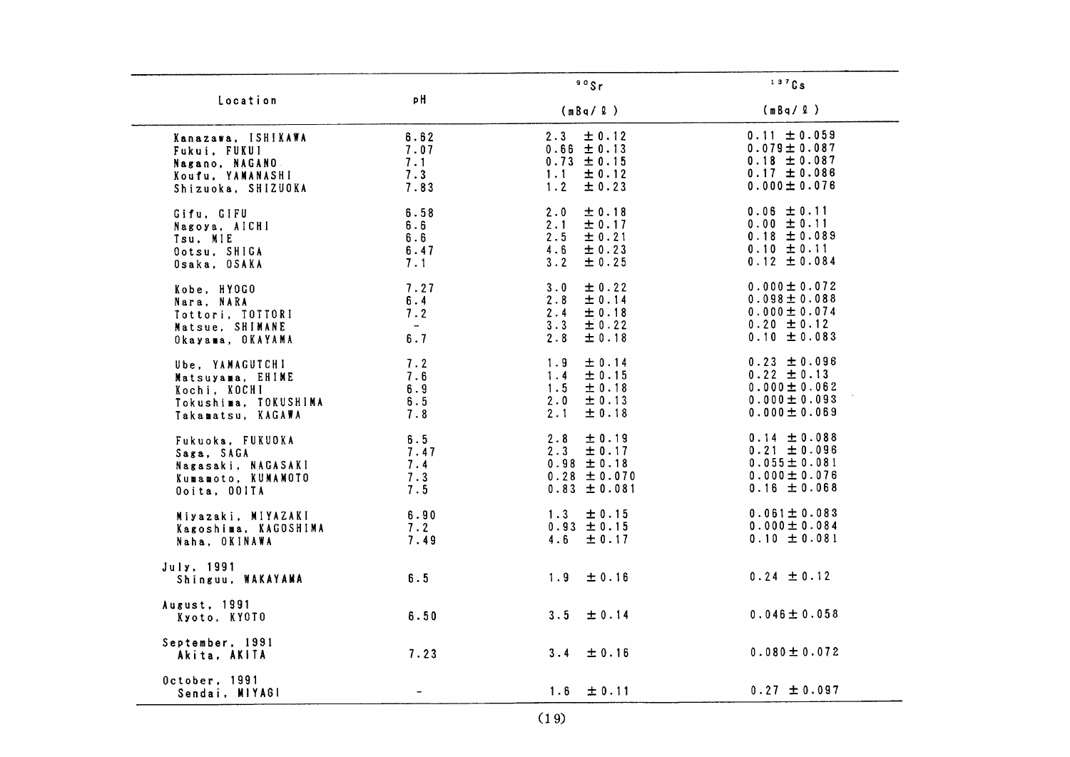| Location | pH | $^{90}Sr$ (mBq/ℓ) | $^{137}Cs$ (mBq/ℓ) |
|---|---|---|---|
| Kanazawa, ISHIKAWA | 6.62 | 2.3 ±0.12 | 0.11 ±0.059 |
| Fukui, FUKUI | 7.07 | 0.66 ±0.13 | 0.079±0.087 |
| Nagano, NAGANO | 7.1 | 0.73 ±0.15 | 0.18 ±0.087 |
| Koufu, YAMANASHI | 7.3 | 1.1 ±0.12 | 0.17 ±0.086 |
| Shizuoka, SHIZUOKA | 7.83 | 1.2 ±0.23 | 0.000±0.076 |
| Gifu, GIFU | 6.58 | 2.0 ±0.18 | 0.06 ±0.11 |
| Nagoya, AICHI | 6.6 | 2.1 ±0.17 | 0.00 ±0.11 |
| Tsu, MIE | 6.6 | 2.5 ±0.21 | 0.18 ±0.089 |
| Ootsu, SHIGA | 6.47 | 4.6 ±0.23 | 0.10 ±0.11 |
| Osaka, OSAKA | 7.1 | 3.2 ±0.25 | 0.12 ±0.084 |
| Kobe, HYOGO | 7.27 | 3.0 ±0.22 | 0.000±0.072 |
| Nara, NARA | 6.4 | 2.8 ±0.14 | 0.098±0.088 |
| Tottori, TOTTORI | 7.2 | 2.4 ±0.18 | 0.000±0.074 |
| Matsue, SHIMANE | - | 3.3 ±0.22 | 0.20 ±0.12 |
| Okayama, OKAYAMA | 6.7 | 2.8 ±0.18 | 0.10 ±0.083 |
| Ube, YAMAGUTCHI | 7.2 | 1.9 ±0.14 | 0.23 ±0.096 |
| Matsuyama, EHIME | 7.6 | 1.4 ±0.15 | 0.22 ±0.13 |
| Kochi, KOCHI | 6.9 | 1.5 ±0.18 | 0.000±0.062 |
| Tokushima, TOKUSHIMA | 6.5 | 2.0 ±0.13 | 0.000±0.093 |
| Takamatsu, KAGAWA | 7.8 | 2.1 ±0.18 | 0.000±0.069 |
| Fukuoka, FUKUOKA | 6.5 | 2.8 ±0.19 | 0.14 ±0.088 |
| Saga, SAGA | 7.47 | 2.3 ±0.17 | 0.21 ±0.096 |
| Nagasaki, NAGASAKI | 7.4 | 0.98 ±0.18 | 0.055±0.081 |
| Kumamoto, KUMAMOTO | 7.3 | 0.28 ±0.070 | 0.000±0.076 |
| Ooita, OOITA | 7.5 | 0.83 ±0.081 | 0.16 ±0.068 |
| Miyazaki, MIYAZAKI | 6.90 | 1.3 ±0.15 | 0.061±0.083 |
| Kagoshima, KAGOSHIMA | 7.2 | 0.93 ±0.15 | 0.000±0.084 |
| Naha, OKINAWA | 7.49 | 4.6 ±0.17 | 0.10 ±0.081 |
| July, 1991 | | | |
| Shinguu, WAKAYAMA | 6.5 | 1.9 ±0.16 | 0.24 ±0.12 |
| August, 1991 | | | |
| Kyoto, KYOTO | 6.50 | 3.5 ±0.14 | 0.046±0.058 |
| September, 1991 | | | |
| Akita, AKITA | 7.23 | 3.4 ±0.16 | 0.080±0.072 |
| October, 1991 | | | |
| Sendai, MIYAGI | - | 1.6 ±0.11 | 0.27 ±0.097 |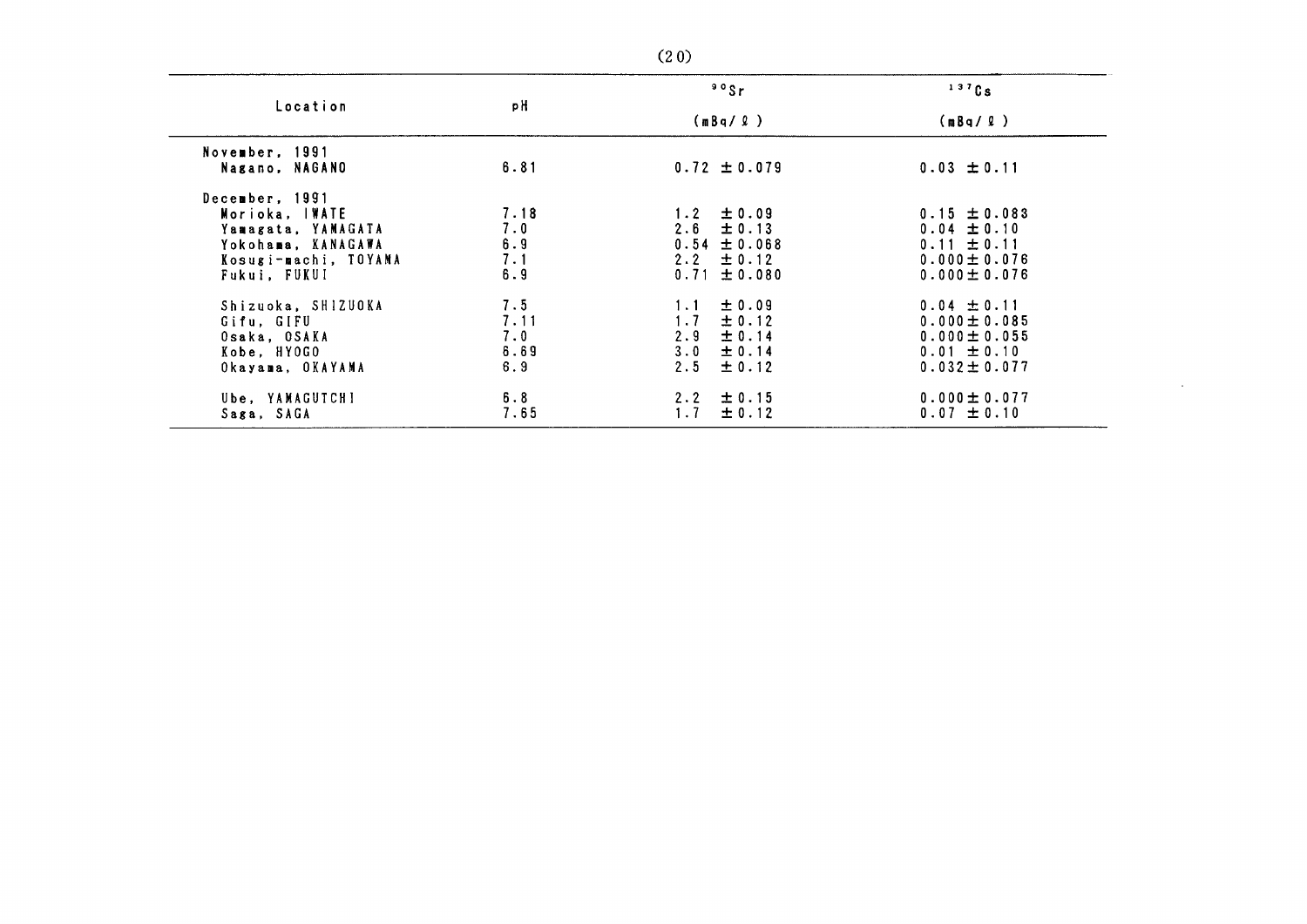| Location | pH | $^{90}Sr$ (mBq/ℓ) | $^{137}Cs$ (mBq/ℓ) |
|---|---|---|---|
| November, 1991 | | | |
| Nagano, NAGANO | 6.81 | 0.72 ±0.079 | 0.03 ±0.11 |
| December, 1991 | | | |
| Morioka, IWATE | 7.18 | 1.2 ±0.09 | 0.15 ±0.083 |
| Yamagata, YAMAGATA | 7.0 | 2.6 ±0.13 | 0.04 ±0.10 |
| Yokohama, KANAGAWA | 6.9 | 0.54 ±0.068 | 0.11 ±0.11 |
| Kosugi-machi, TOYAMA | 7.1 | 2.2 ±0.12 | 0.000±0.076 |
| Fukui, FUKUI | 6.9 | 0.71 ±0.080 | 0.000±0.076 |
| Shizuoka, SHIZUOKA | 7.5 | 1.1 ±0.09 | 0.04 ±0.11 |
| Gifu, GIFU | 7.11 | 1.7 ±0.12 | 0.000±0.085 |
| Osaka, OSAKA | 7.0 | 2.9 ±0.14 | 0.000±0.055 |
| Kobe, HYOGO | 6.69 | 3.0 ±0.14 | 0.01 ±0.10 |
| Okayama, OKAYAMA | 6.9 | 2.5 ±0.12 | 0.032±0.077 |
| Ube, YAMAGUTCHI | 6.8 | 2.2 ±0.15 | 0.000±0.077 |
| Saga, SAGA | 7.65 | 1.7 ±0.12 | 0.07 ±0.10 |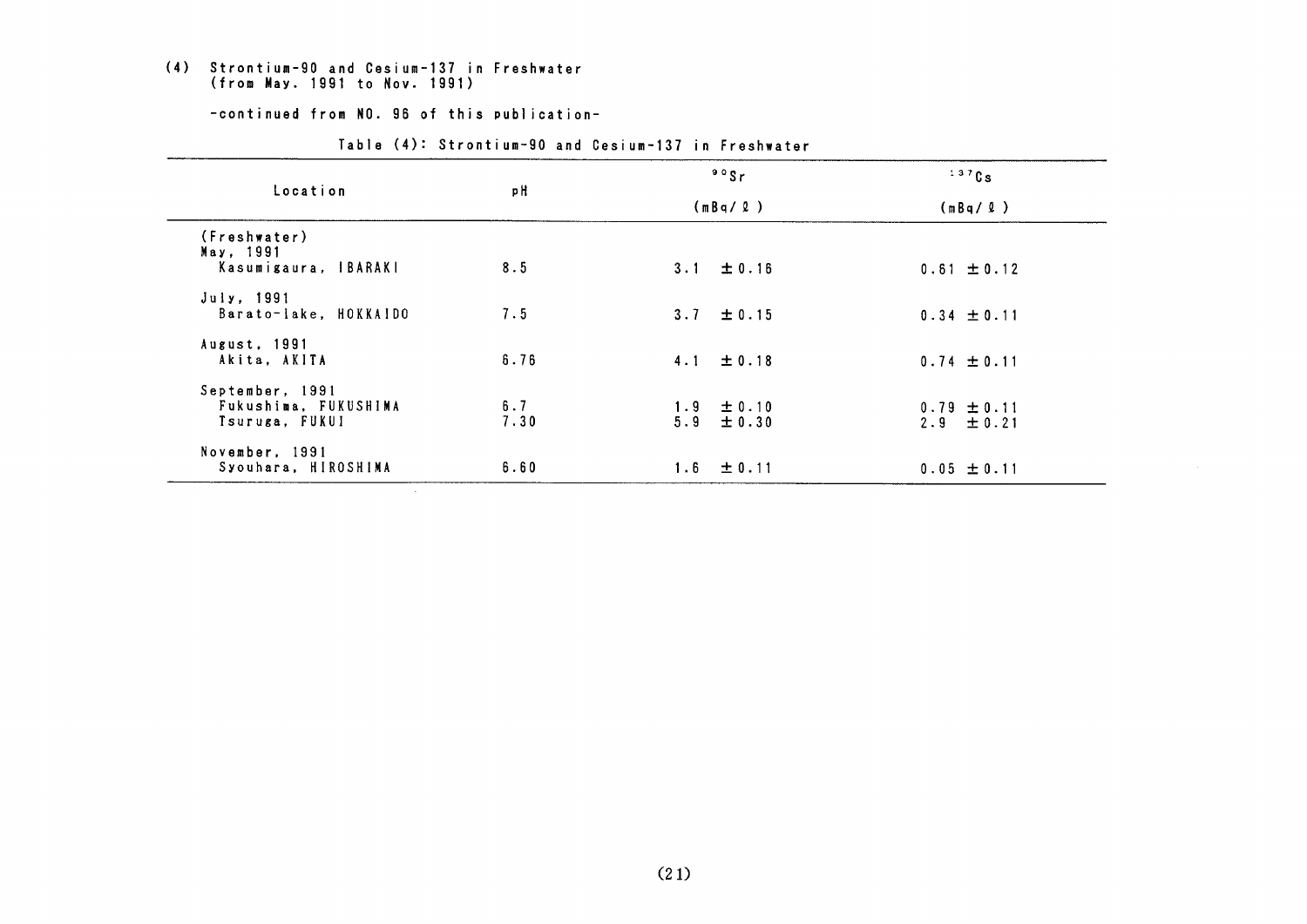# (4) Strontium-90 and Cesium-137 in Freshwater (from May. 1991 to Nov. 1991)

-continued from NO. 96 of this publication-

Table (4): Strontium-90 and Cesium-137 in Freshwater

| Location | pH | $^{90}Sr$ (mBq/ℓ) | $^{137}Cs$ (mBq/ℓ) |
|---|---|---|---|
| (Freshwater) | | | |
| May, 1991 | | | |
| Kasumigaura, IBARAKI | 8.5 | 3.1 ±0.16 | 0.61 ±0.12 |
| July, 1991 | | | |
| Barato-lake, HOKKAIDO | 7.5 | 3.7 ±0.15 | 0.34 ±0.11 |
| August, 1991 | | | |
| Akita, AKITA | 6.76 | 4.1 ±0.18 | 0.74 ±0.11 |
| September, 1991 | | | |
| Fukushima, FUKUSHIMA | 6.7 | 1.9 ±0.10 | 0.79 ±0.11 |
| Tsuruga, FUKUI | 7.30 | 5.9 ±0.30 | 2.9 ±0.21 |
| November, 1991 | | | |
| Syouhara, HIROSHIMA | 6.60 | 1.6 ±0.11 | 0.05 ±0.11 |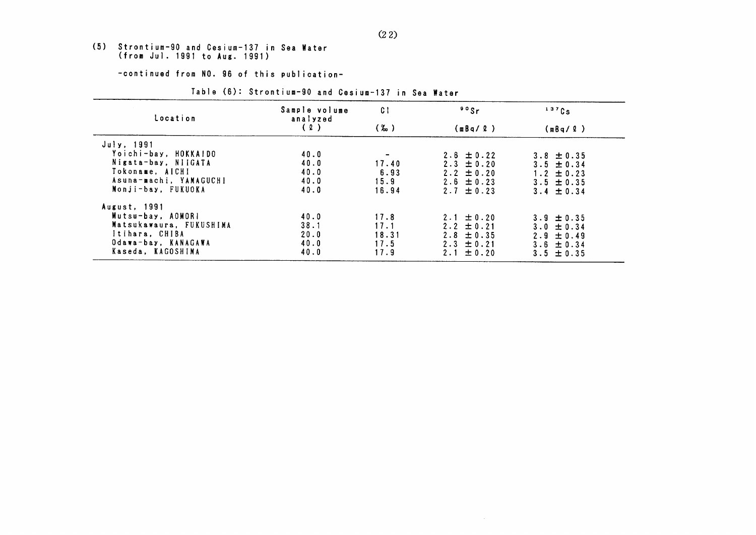(5) Strontium-90 and Cesium-137 in Sea Water (from Jul. 1991 to Aug. 1991)

-continued from NO. 96 of this publication-

Table (6): Strontium-90 and Cesium-137 in Sea Water

| Location | Sample volume analyzed (ℓ) | Cl (‰) | $^{90}Sr$ (mBq/ℓ) | $^{137}Cs$ (mBq/ℓ) |
|---|---|---|---|---|
| July, 1991 | | | | |
| Yoichi-bay, HOKKAIDO | 40.0 | - | 2.6 ±0.22 | 3.8 ±0.35 |
| Nigata-bay, NIIGATA | 40.0 | 17.40 | 2.3 ±0.20 | 3.5 ±0.34 |
| Tokoname, AICHI | 40.0 | 6.93 | 2.2 ±0.20 | 1.2 ±0.23 |
| Asuna-machi, YAMAGUCHI | 40.0 | 15.9 | 2.6 ±0.23 | 3.5 ±0.35 |
| Monji-bay, FUKUOKA | 40.0 | 16.94 | 2.7 ±0.23 | 3.4 ±0.34 |
| August, 1991 | | | | |
| Mutsu-bay, AOMORI | 40.0 | 17.8 | 2.1 ±0.20 | 3.9 ±0.35 |
| Matsukawaura, FUKUSHIMA | 38.1 | 17.1 | 2.2 ±0.21 | 3.0 ±0.34 |
| Itihara, CHIBA | 20.0 | 18.31 | 2.8 ±0.35 | 2.9 ±0.49 |
| Odawa-bay, KANAGAWA | 40.0 | 17.5 | 2.3 ±0.21 | 3.6 ±0.34 |
| Kaseda, KAGOSHIMA | 40.0 | 17.9 | 2.1 ±0.20 | 3.5 ±0.35 |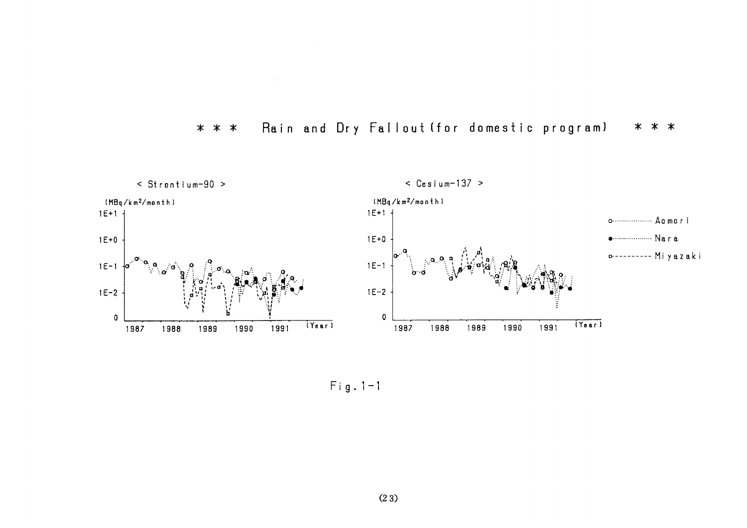# * * * Rain and Dry Fallout (for domestic program) * * *

< Strontium-90 >

(MBq/km²/month)

1E+1

1E+0

1E-1

1E-2

0

1987 1988 1989 1990 1991 (Year)

< Cesium-137 >

(MBq/km²/month)

1E+1

1E+0

1E-1

1E-2

0

1987 1988 1989 1990 1991 (Year)

○·········· Aomori

●·········· Nara

□---------- Miyazaki

Fig. 1-1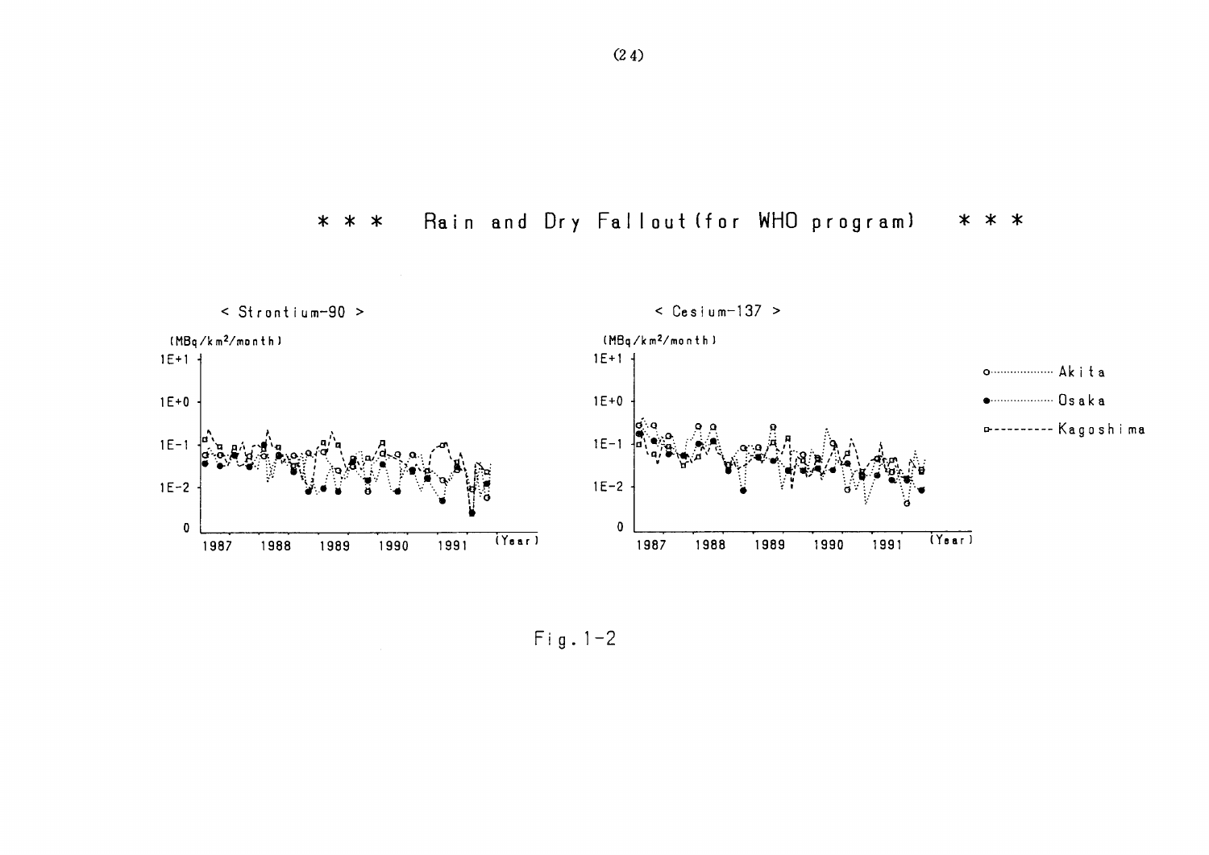# ＊＊＊ Rain and Dry Fallout (for WHO program) ＊＊＊

< Strontium-90 >

(MBq/km²/month)

1E+1
1E+0
1E-1
1E-2
0

1987 1988 1989 1990 1991 (Year)

< Cesium-137 >

(MBq/km²/month)

1E+1
1E+0
1E-1
1E-2
0

1987 1988 1989 1990 1991 (Year)

Akita
Osaka
Kagoshima

Fig. 1-2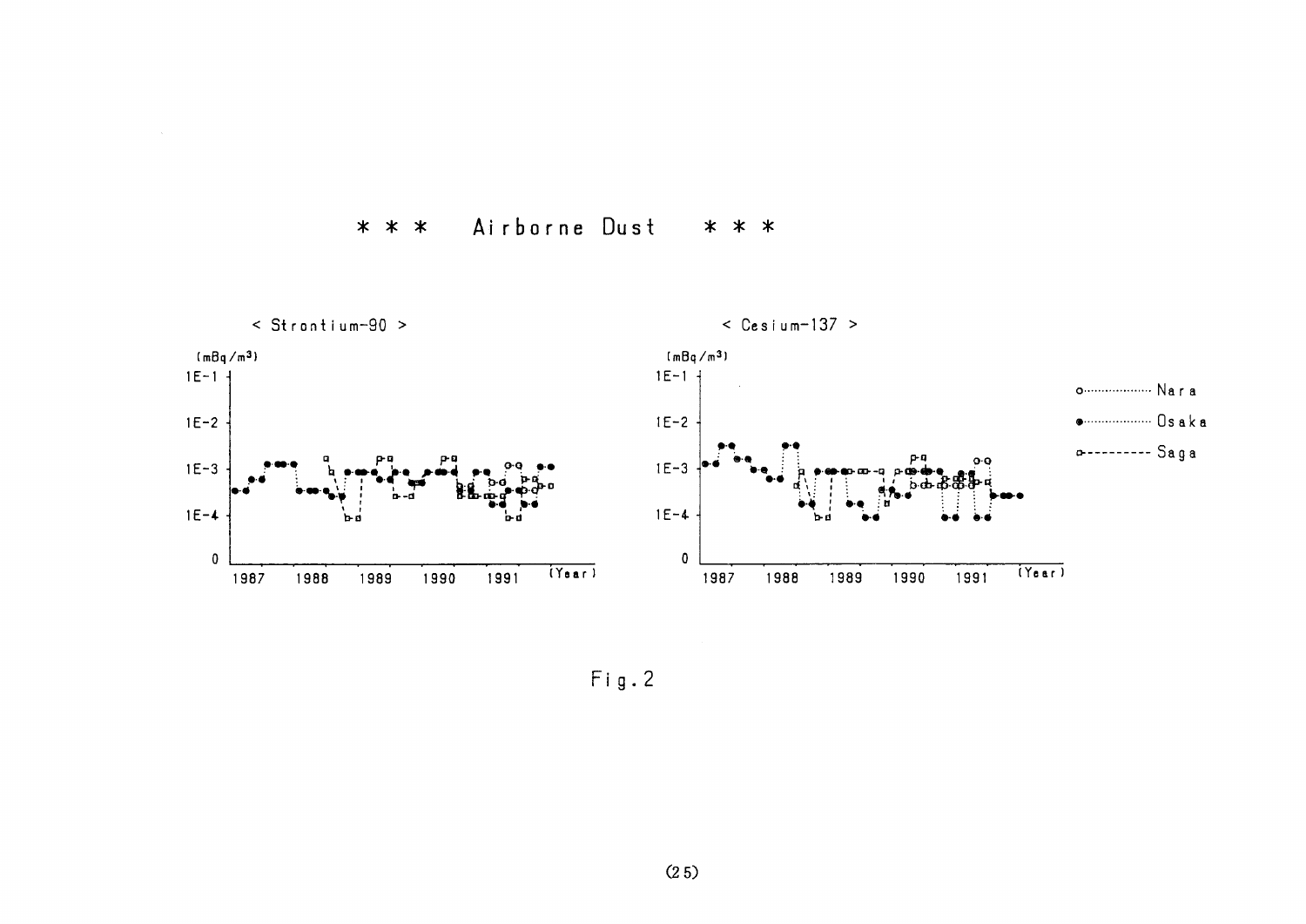# * * * Airborne Dust * * *

< Strontium-90 >

(mBq/m³)

< Cesium-137 >

(mBq/m³)

Nara

Osaka

Saga

Fig.2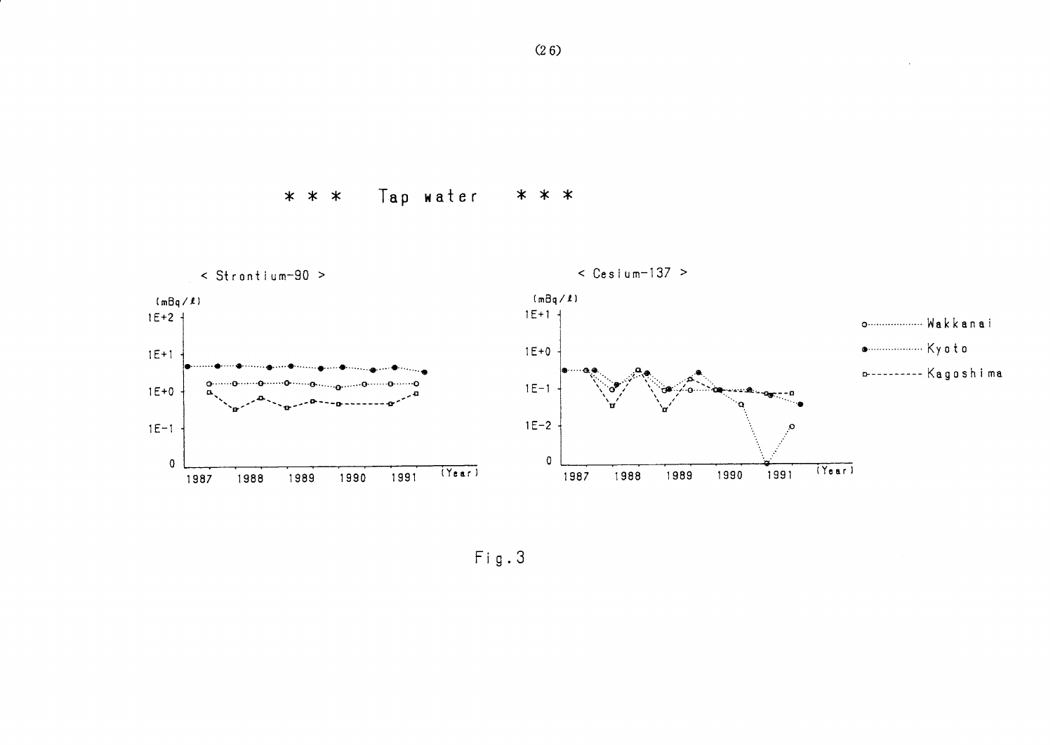# ＊＊＊ Tap water ＊＊＊

< Strontium-90 >

(mBq/ℓ)

1E+2, 1E+1, 1E+0, 1E−1, 0

1987 1988 1989 1990 1991 (Year)

< Cesium-137 >

(mBq/ℓ)

1E+1, 1E+0, 1E−1, 1E−2, 0

1987 1988 1989 1990 1991 (Year)

○········ Wakkanai

●········ Kyoto

□- - - - - Kagoshima

Fig.3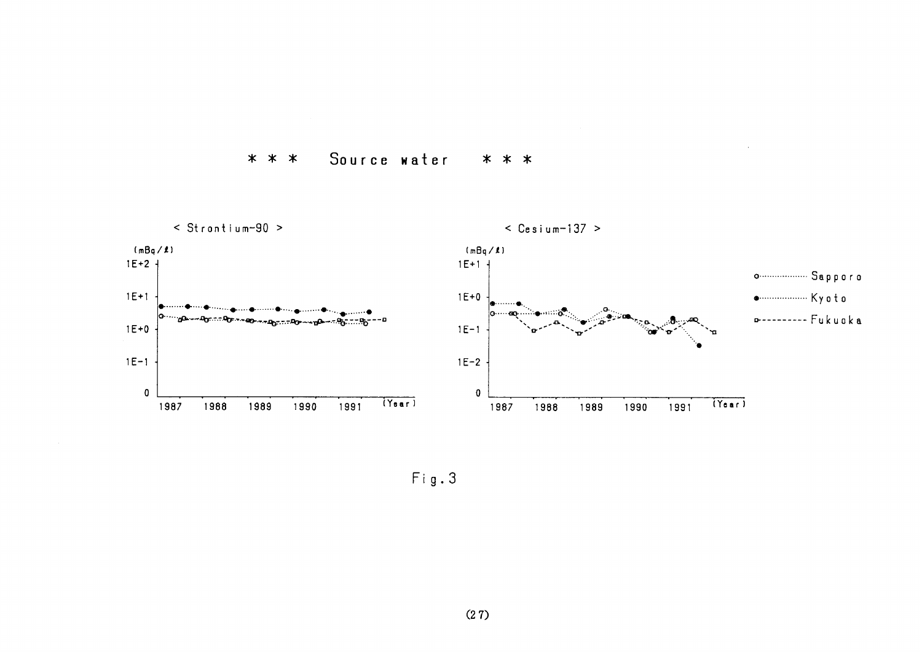# * * * Source water * * *

< Strontium-90 >

< Cesium-137 >

Fig.3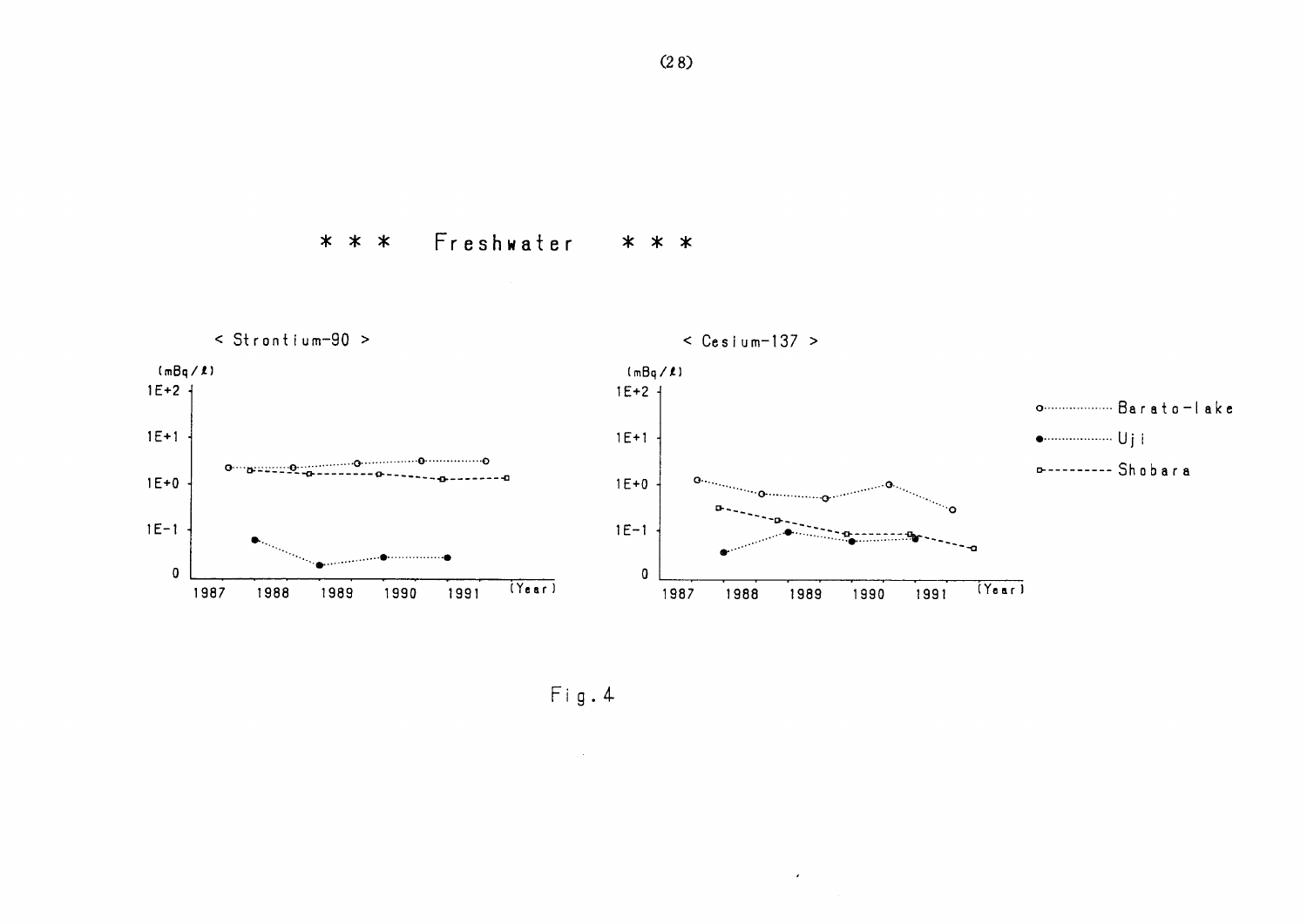# * * * Freshwater * * *

< Strontium-90 >

< Cesium-137 >

Fig.4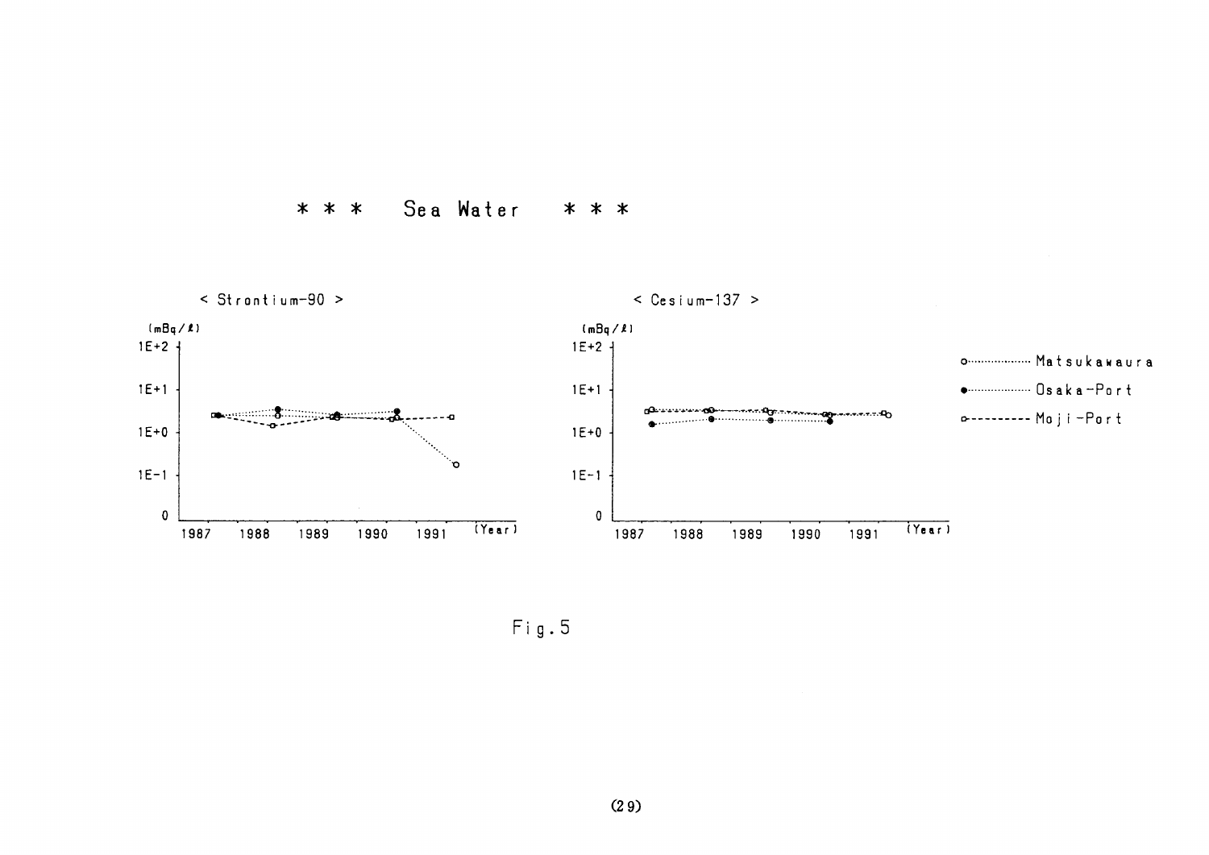\* \* \* Sea Water \* \* \*

< Strontium-90 >

(mBq/ℓ)

1E+2

1E+1

1E+0

1E-1

0

1987 1988 1989 1990 1991 (Year)

< Cesium-137 >

(mBq/ℓ)

1E+2

1E+1

1E+0

1E-1

0

1987 1988 1989 1990 1991 (Year)

○·········· Matsukawaura

●·········· Osaka-Port

□--------- Moji-Port

Fig.5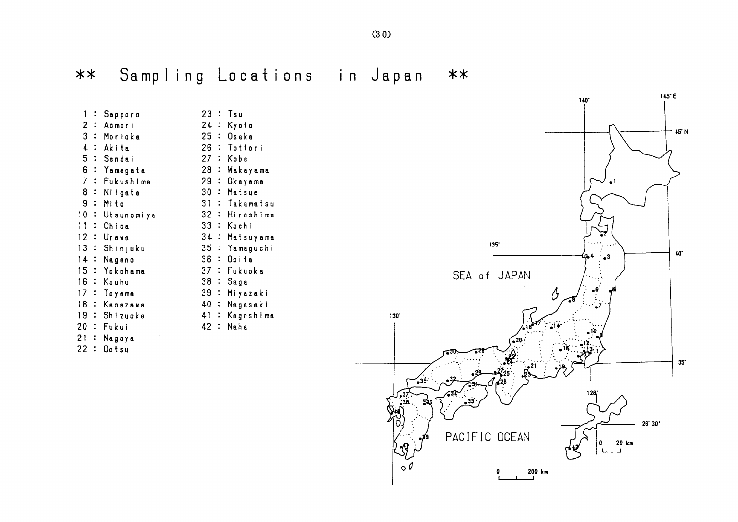# ** Sampling Locations in Japan **

1 : Sapporo
2 : Aomori
3 : Morioka
4 : Akita
5 : Sendai
6 : Yamagata
7 : Fukushima
8 : Niigata
9 : Mito
10 : Utsunomiya
11 : Chiba
12 : Urawa
13 : Shinjuku
14 : Nagano
15 : Yokohama
16 : Kouhu
17 : Toyama
18 : Kanazawa
19 : Shizuoka
20 : Fukui
21 : Nagoya
22 : Ootsu
23 : Tsu
24 : Kyoto
25 : Osaka
26 : Tottori
27 : Kobe
28 : Wakayama
29 : Okayama
30 : Matsue
31 : Takamatsu
32 : Hiroshima
33 : Kochi
34 : Matsuyama
35 : Yamaguchi
36 : Ooita
37 : Fukuoka
38 : Saga
39 : Miyazaki
40 : Nagasaki
41 : Kagoshima
42 : Naha

145°E
140°
45°N
40°
135°
SEA of JAPAN
130°
35°
128°
26°30'
PACIFIC OCEAN
0 20 km
0 200 km